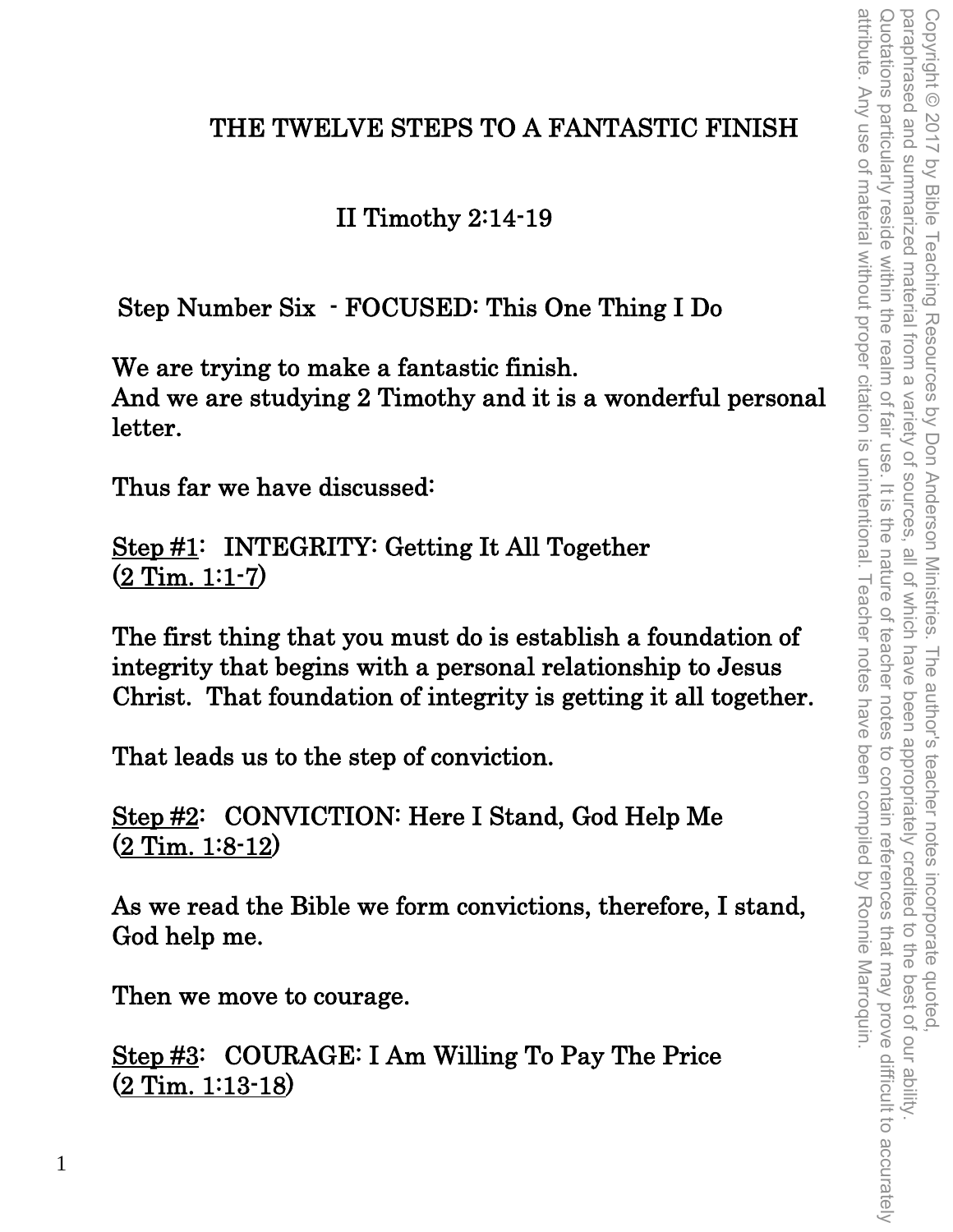# THE TWELVE STEPS TO A FANTASTIC FINISH

## II Timothy 2:14-19

### Step Number Six - FOCUSED: This One Thing I Do

We are trying to make a fantastic finish.
And we are studying 2 Timothy and it is a wonderful personal letter.

Thus far we have discussed:

<u>Step #1</u>: INTEGRITY: Getting It All Together
(<u>2 Tim. 1:1-7</u>)

The first thing that you must do is establish a foundation of integrity that begins with a personal relationship to Jesus Christ. That foundation of integrity is getting it all together.

That leads us to the step of conviction.

<u>Step #2</u>: CONVICTION: Here I Stand, God Help Me
(<u>2 Tim. 1:8-12</u>)

As we read the Bible we form convictions, therefore, I stand, God help me.

Then we move to courage.

<u>Step #3</u>: COURAGE: I Am Willing To Pay The Price
(<u>2 Tim. 1:13-18</u>)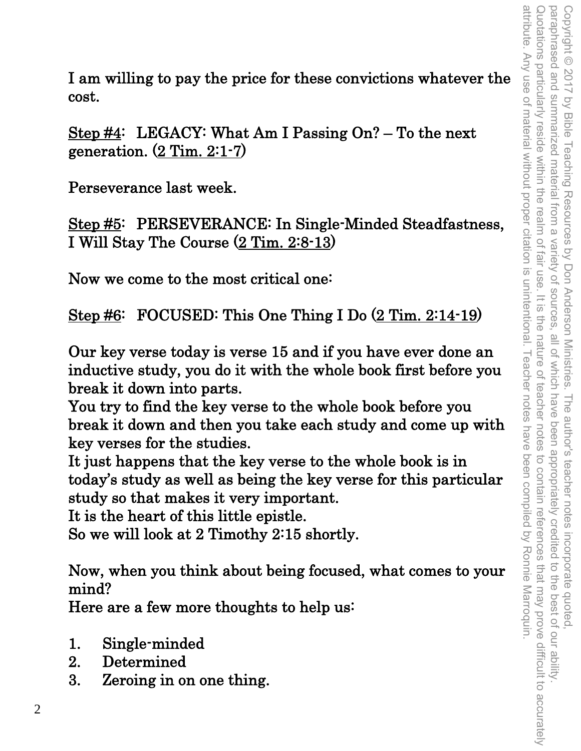I am willing to pay the price for these convictions whatever the cost.

Step #4: LEGACY: What Am I Passing On? – To the next generation. (2 Tim. 2:1-7)

Perseverance last week.

Step #5: PERSEVERANCE: In Single-Minded Steadfastness, I Will Stay The Course (2 Tim. 2:8-13)

Now we come to the most critical one:

Step #6: FOCUSED: This One Thing I Do (2 Tim. 2:14-19)

Our key verse today is verse 15 and if you have ever done an inductive study, you do it with the whole book first before you break it down into parts.
You try to find the key verse to the whole book before you break it down and then you take each study and come up with key verses for the studies.
It just happens that the key verse to the whole book is in today's study as well as being the key verse for this particular study so that makes it very important.
It is the heart of this little epistle.
So we will look at 2 Timothy 2:15 shortly.

Now, when you think about being focused, what comes to your mind?
Here are a few more thoughts to help us:

1. Single-minded
2. Determined
3. Zeroing in on one thing.

Copyright © 2017 by Bible Teaching Resources by Don Anderson Ministries. The author's teacher notes incorporate quoted, paraphrased and summarized material from a variety of sources, all of which have been appropriately credited to the best of our ability. Quotations particularly reside within the realm of fair use. It is the nature of teacher notes to contain references that may prove difficult to accurately attribute. Any use of material without proper citation is unintentional. Teacher notes have been compiled by Ronnie Marroquin.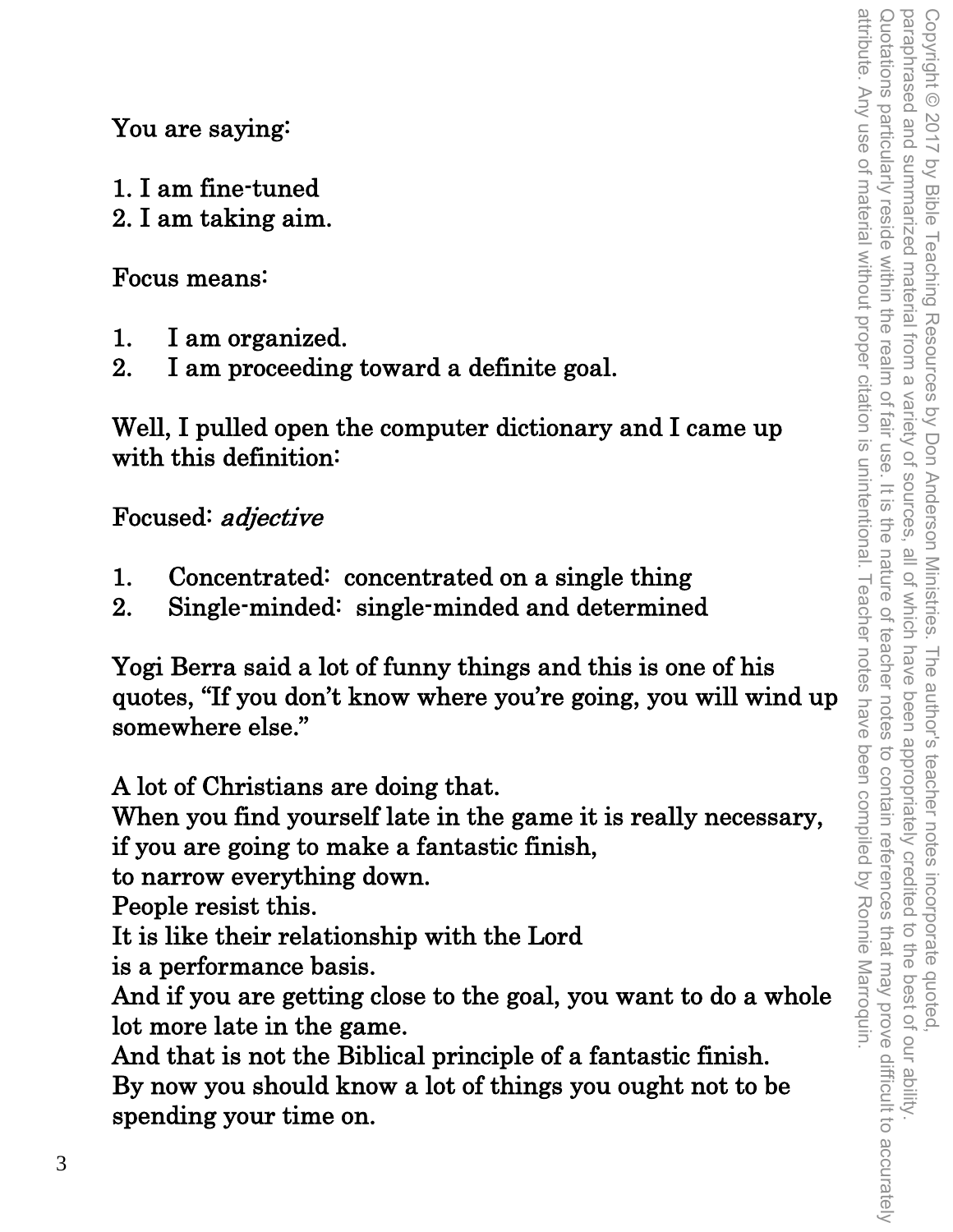You are saying:

1. I am fine-tuned
2. I am taking aim.

Focus means:

1. I am organized.
2. I am proceeding toward a definite goal.

Well, I pulled open the computer dictionary and I came up with this definition:

Focused: *adjective*

1. Concentrated: concentrated on a single thing
2. Single-minded: single-minded and determined

Yogi Berra said a lot of funny things and this is one of his quotes, "If you don't know where you're going, you will wind up somewhere else."

A lot of Christians are doing that.
When you find yourself late in the game it is really necessary,
if you are going to make a fantastic finish,
to narrow everything down.
People resist this.
It is like their relationship with the Lord
is a performance basis.
And if you are getting close to the goal, you want to do a whole lot more late in the game.
And that is not the Biblical principle of a fantastic finish.
By now you should know a lot of things you ought not to be spending your time on.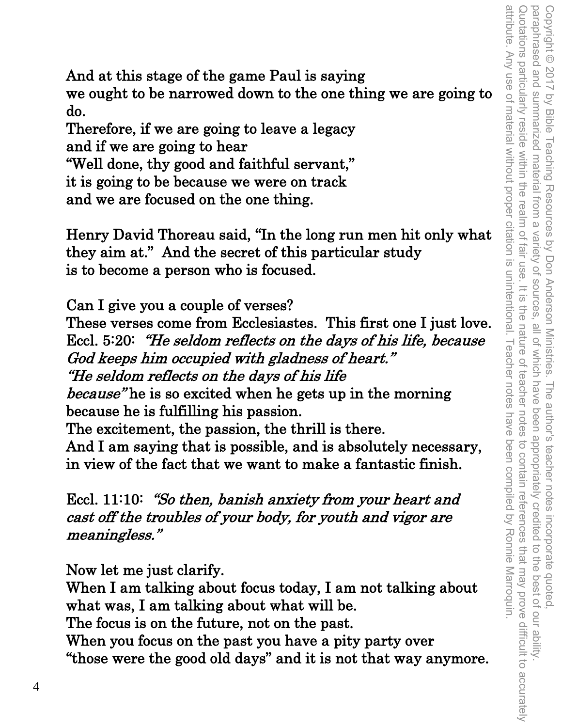And at this stage of the game Paul is saying
we ought to be narrowed down to the one thing we are going to do.
Therefore, if we are going to leave a legacy
and if we are going to hear
"Well done, thy good and faithful servant,"
it is going to be because we were on track
and we are focused on the one thing.

Henry David Thoreau said, "In the long run men hit only what they aim at." And the secret of this particular study
is to become a person who is focused.

Can I give you a couple of verses?
These verses come from Ecclesiastes. This first one I just love.
Eccl. 5:20: *"He seldom reflects on the days of his life, because God keeps him occupied with gladness of heart."*
*"He seldom reflects on the days of his life*
*because"* he is so excited when he gets up in the morning
because he is fulfilling his passion.
The excitement, the passion, the thrill is there.
And I am saying that is possible, and is absolutely necessary,
in view of the fact that we want to make a fantastic finish.

Eccl. 11:10: *"So then, banish anxiety from your heart and cast off the troubles of your body, for youth and vigor are meaningless."*

Now let me just clarify.
When I am talking about focus today, I am not talking about what was, I am talking about what will be.
The focus is on the future, not on the past.
When you focus on the past you have a pity party over
"those were the good old days" and it is not that way anymore.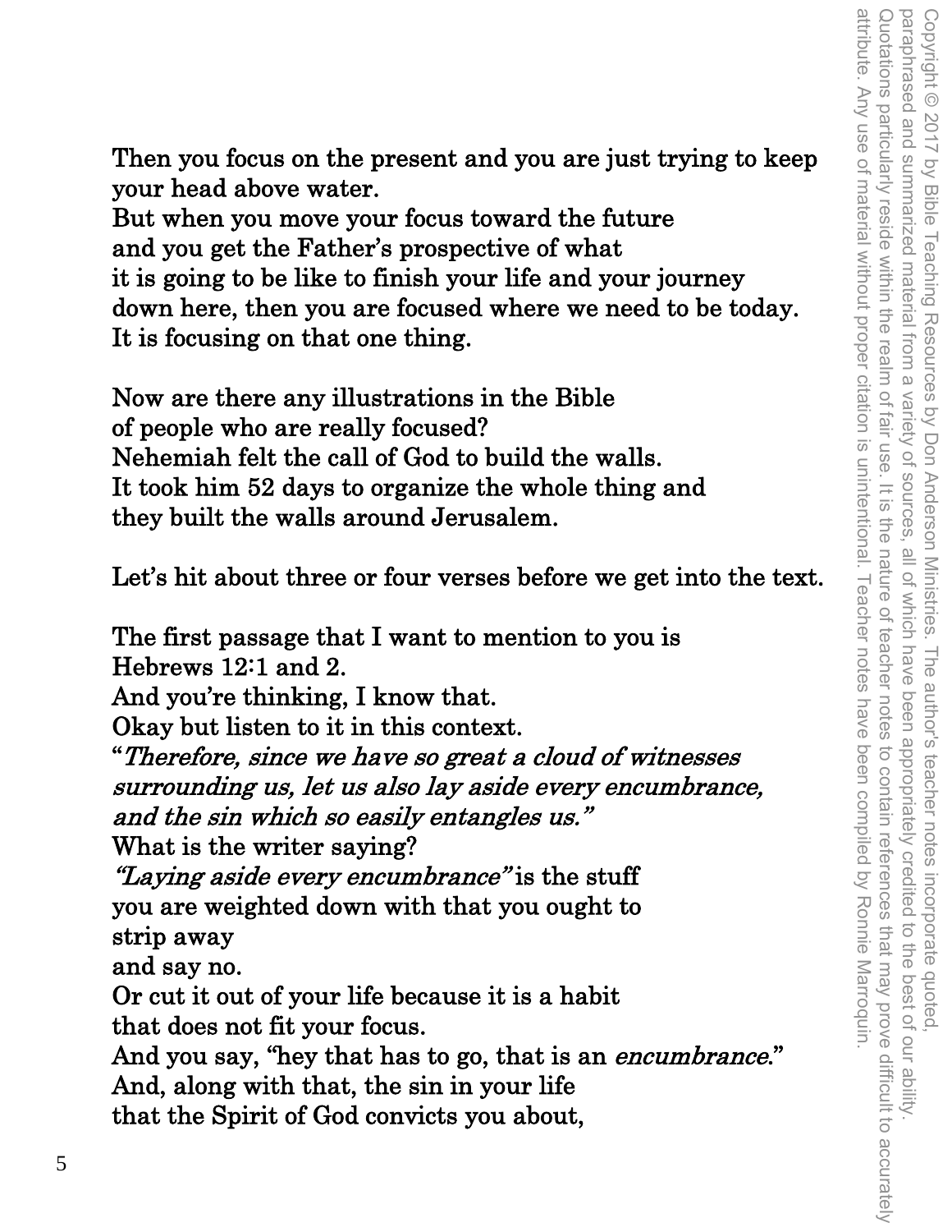Then you focus on the present and you are just trying to keep your head above water.
But when you move your focus toward the future
and you get the Father's prospective of what
it is going to be like to finish your life and your journey
down here, then you are focused where we need to be today.
It is focusing on that one thing.

Now are there any illustrations in the Bible
of people who are really focused?
Nehemiah felt the call of God to build the walls.
It took him 52 days to organize the whole thing and
they built the walls around Jerusalem.

Let's hit about three or four verses before we get into the text.

The first passage that I want to mention to you is
Hebrews 12:1 and 2.
And you're thinking, I know that.
Okay but listen to it in this context.
"*Therefore, since we have so great a cloud of witnesses surrounding us, let us also lay aside every encumbrance, and the sin which so easily entangles us."*
What is the writer saying?
*"Laying aside every encumbrance"* is the stuff
you are weighted down with that you ought to
strip away
and say no.
Or cut it out of your life because it is a habit
that does not fit your focus.
And you say, "hey that has to go, that is an *encumbrance*."
And, along with that, the sin in your life
that the Spirit of God convicts you about,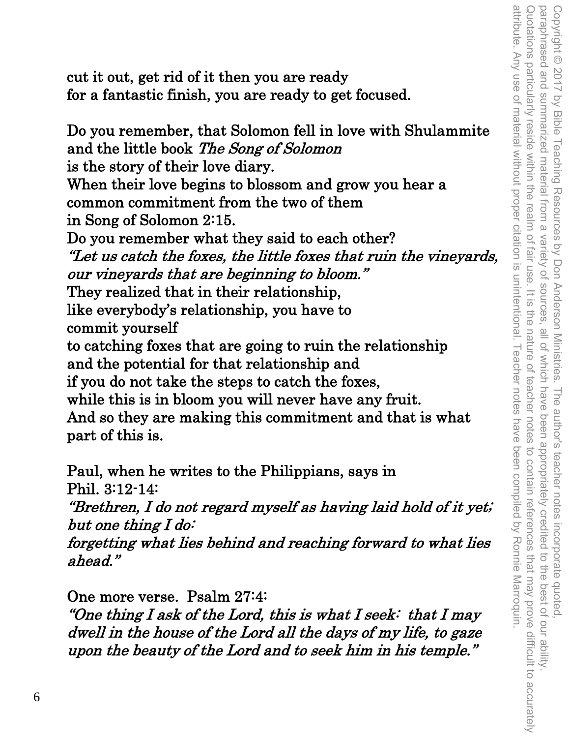cut it out, get rid of it then you are ready
for a fantastic finish, you are ready to get focused.

Do you remember, that Solomon fell in love with Shulammite
and the little book *The Song of Solomon*
is the story of their love diary.
When their love begins to blossom and grow you hear a
common commitment from the two of them
in Song of Solomon 2:15.
Do you remember what they said to each other?
*"Let us catch the foxes, the little foxes that ruin the vineyards, our vineyards that are beginning to bloom."*
They realized that in their relationship,
like everybody's relationship, you have to
commit yourself
to catching foxes that are going to ruin the relationship
and the potential for that relationship and
if you do not take the steps to catch the foxes,
while this is in bloom you will never have any fruit.
And so they are making this commitment and that is what
part of this is.

Paul, when he writes to the Philippians, says in
Phil. 3:12-14:
*"Brethren, I do not regard myself as having laid hold of it yet; but one thing I do:*
*forgetting what lies behind and reaching forward to what lies ahead."*

One more verse. Psalm 27:4:
*"One thing I ask of the Lord, this is what I seek: that I may dwell in the house of the Lord all the days of my life, to gaze upon the beauty of the Lord and to seek him in his temple."*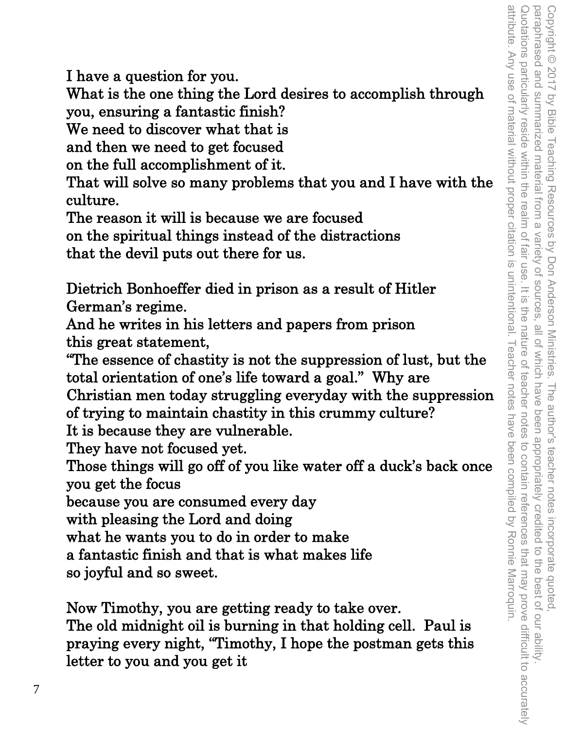I have a question for you.
What is the one thing the Lord desires to accomplish through you, ensuring a fantastic finish?
We need to discover what that is
and then we need to get focused
on the full accomplishment of it.
That will solve so many problems that you and I have with the culture.
The reason it will is because we are focused
on the spiritual things instead of the distractions
that the devil puts out there for us.

Dietrich Bonhoeffer died in prison as a result of Hitler German's regime.
And he writes in his letters and papers from prison
this great statement,
"The essence of chastity is not the suppression of lust, but the total orientation of one's life toward a goal." Why are Christian men today struggling everyday with the suppression of trying to maintain chastity in this crummy culture?
It is because they are vulnerable.
They have not focused yet.
Those things will go off of you like water off a duck's back once you get the focus
because you are consumed every day
with pleasing the Lord and doing
what he wants you to do in order to make
a fantastic finish and that is what makes life
so joyful and so sweet.

Now Timothy, you are getting ready to take over.
The old midnight oil is burning in that holding cell. Paul is praying every night, "Timothy, I hope the postman gets this letter to you and you get it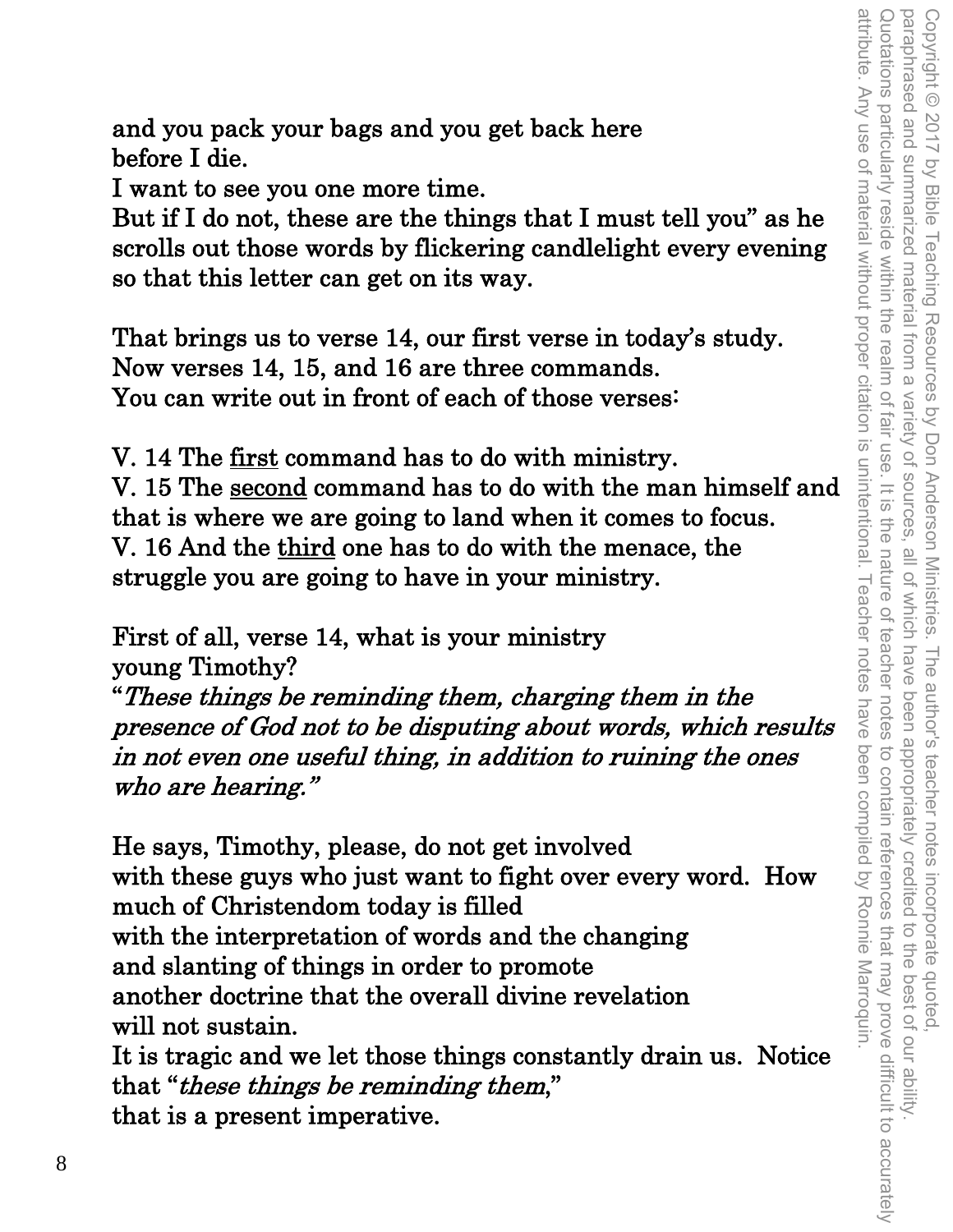and you pack your bags and you get back here
before I die.
I want to see you one more time.
But if I do not, these are the things that I must tell you" as he scrolls out those words by flickering candlelight every evening so that this letter can get on its way.

That brings us to verse 14, our first verse in today's study.
Now verses 14, 15, and 16 are three commands.
You can write out in front of each of those verses:

V. 14 The first command has to do with ministry.
V. 15 The second command has to do with the man himself and that is where we are going to land when it comes to focus.
V. 16 And the third one has to do with the menace, the struggle you are going to have in your ministry.

First of all, verse 14, what is your ministry
young Timothy?
"*These things be reminding them, charging them in the presence of God not to be disputing about words, which results in not even one useful thing, in addition to ruining the ones who are hearing.*"

He says, Timothy, please, do not get involved
with these guys who just want to fight over every word. How much of Christendom today is filled
with the interpretation of words and the changing
and slanting of things in order to promote
another doctrine that the overall divine revelation
will not sustain.
It is tragic and we let those things constantly drain us. Notice that "*these things be reminding them*,"
that is a present imperative.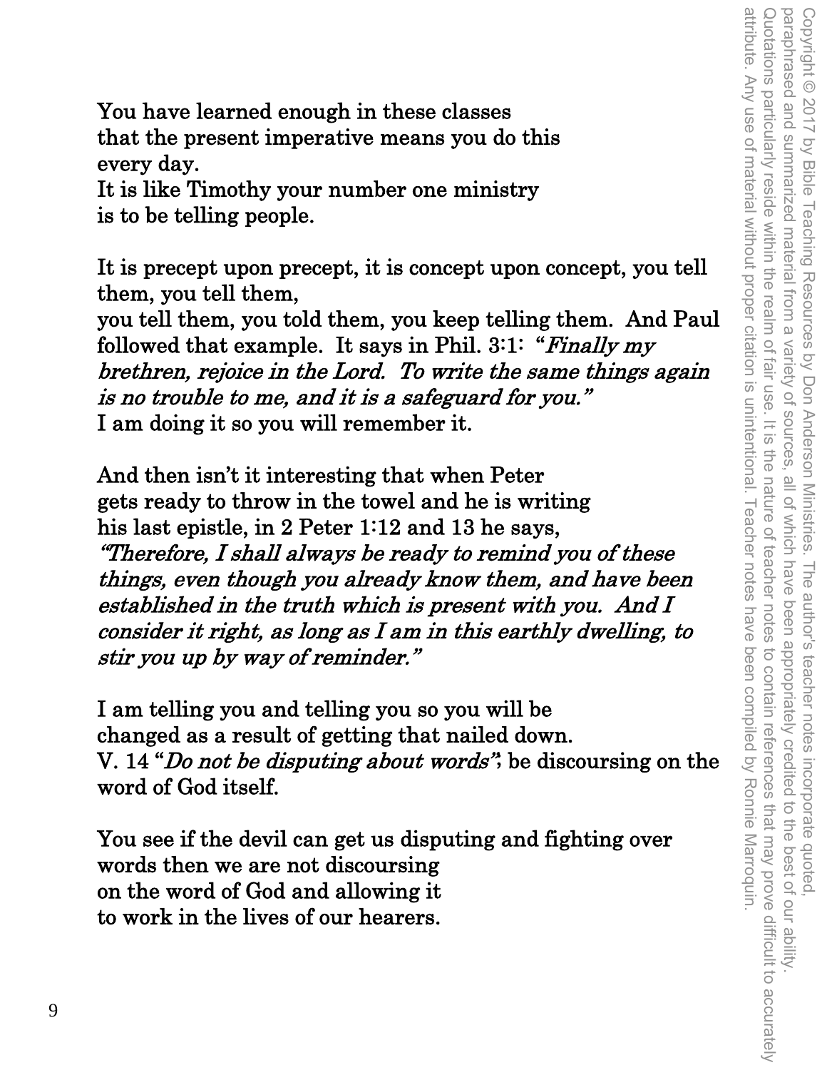You have learned enough in these classes that the present imperative means you do this every day.
It is like Timothy your number one ministry is to be telling people.

It is precept upon precept, it is concept upon concept, you tell them, you tell them,
you tell them, you told them, you keep telling them. And Paul followed that example. It says in Phil. 3:1: "*Finally my brethren, rejoice in the Lord. To write the same things again is no trouble to me, and it is a safeguard for you.*"
I am doing it so you will remember it.

And then isn't it interesting that when Peter gets ready to throw in the towel and he is writing his last epistle, in 2 Peter 1:12 and 13 he says,
*"Therefore, I shall always be ready to remind you of these things, even though you already know them, and have been established in the truth which is present with you. And I consider it right, as long as I am in this earthly dwelling, to stir you up by way of reminder."*

I am telling you and telling you so you will be changed as a result of getting that nailed down.
V. 14 "*Do not be disputing about words*"; be discoursing on the word of God itself.

You see if the devil can get us disputing and fighting over words then we are not discoursing on the word of God and allowing it to work in the lives of our hearers.

Copyright © 2017 by Bible Teaching Resources by Don Anderson Ministries. The author's teacher notes incorporate quoted, paraphrased and summarized material from a variety of sources, all of which have been appropriately credited to the best of our ability. Quotations particularly reside within the realm of fair use. It is the nature of teacher notes to contain references that may prove difficult to accurately attribute. Any use of material without proper citation is unintentional. Teacher notes have been compiled by Ronnie Marroquin.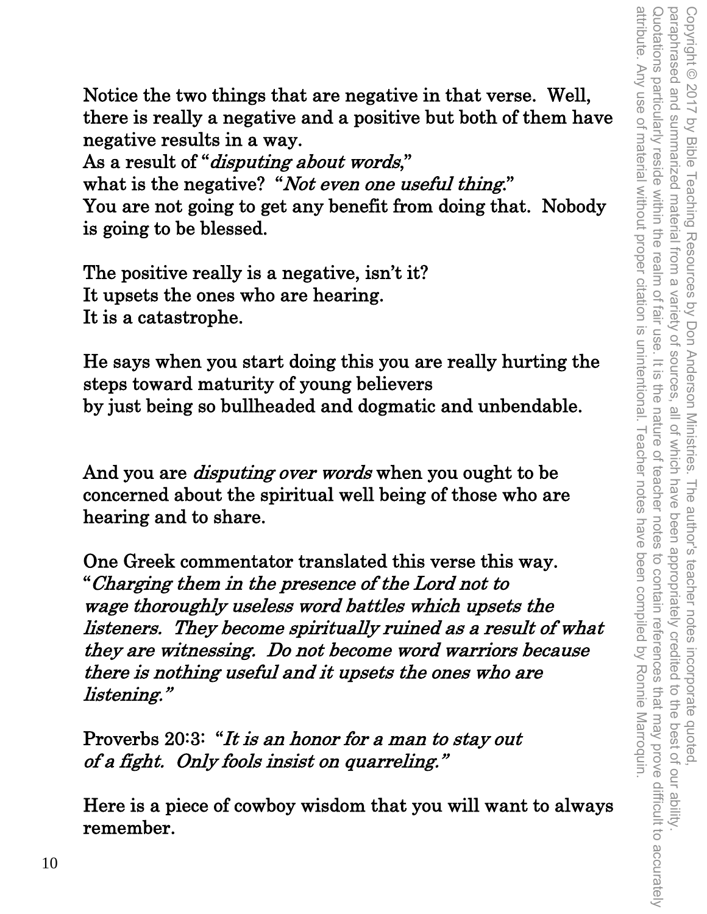Notice the two things that are negative in that verse. Well, there is really a negative and a positive but both of them have negative results in a way.
As a result of "*disputing about words*,"
what is the negative? "*Not even one useful thing*."
You are not going to get any benefit from doing that. Nobody is going to be blessed.

The positive really is a negative, isn't it?
It upsets the ones who are hearing.
It is a catastrophe.

He says when you start doing this you are really hurting the steps toward maturity of young believers
by just being so bullheaded and dogmatic and unbendable.

And you are *disputing over words* when you ought to be concerned about the spiritual well being of those who are hearing and to share.

One Greek commentator translated this verse this way.
"*Charging them in the presence of the Lord not to wage thoroughly useless word battles which upsets the listeners. They become spiritually ruined as a result of what they are witnessing. Do not become word warriors because there is nothing useful and it upsets the ones who are listening.*"

Proverbs 20:3: "*It is an honor for a man to stay out of a fight. Only fools insist on quarreling.*"

Here is a piece of cowboy wisdom that you will want to always remember.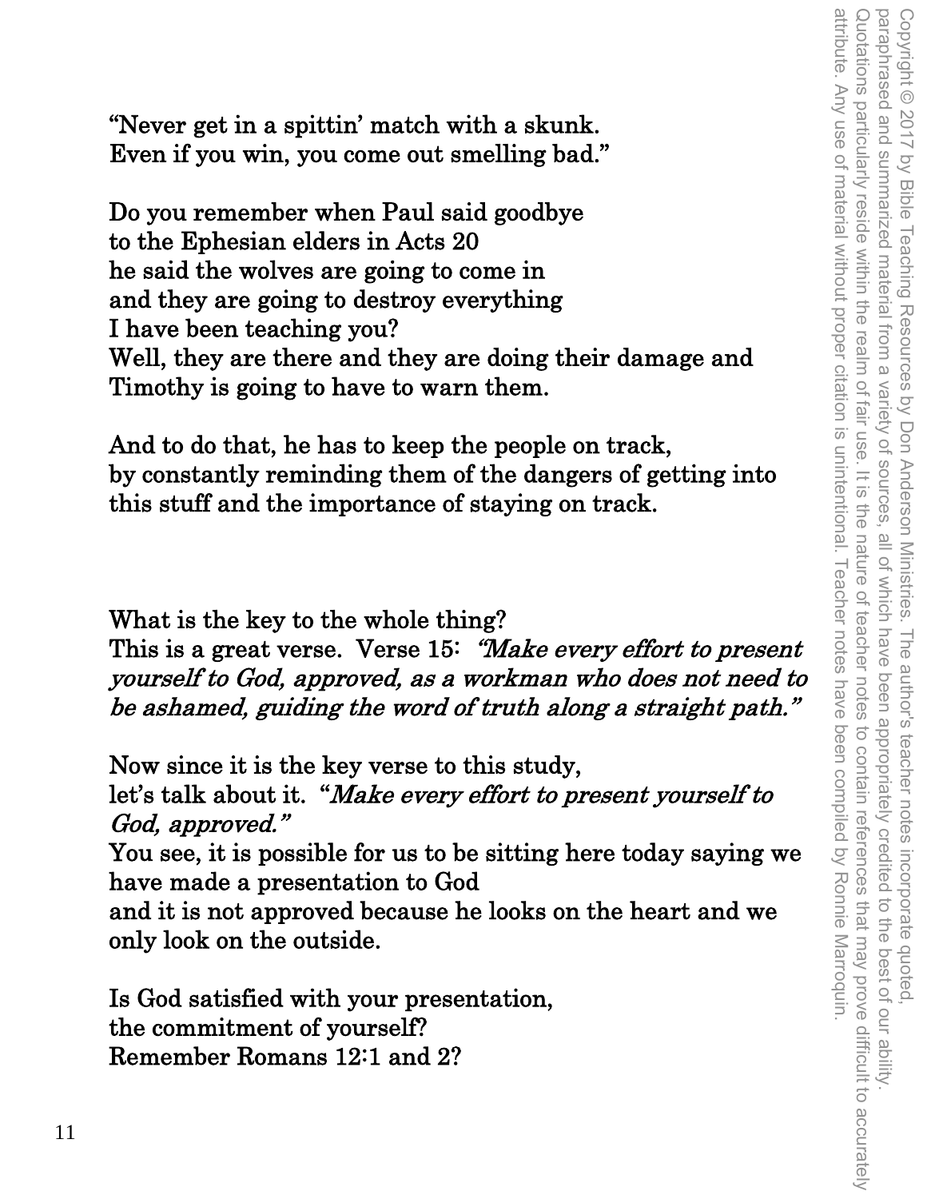"Never get in a spittin' match with a skunk.
Even if you win, you come out smelling bad."

Do you remember when Paul said goodbye
to the Ephesian elders in Acts 20
he said the wolves are going to come in
and they are going to destroy everything
I have been teaching you?
Well, they are there and they are doing their damage and
Timothy is going to have to warn them.

And to do that, he has to keep the people on track,
by constantly reminding them of the dangers of getting into
this stuff and the importance of staying on track.

What is the key to the whole thing?
This is a great verse. Verse 15: *"Make every effort to present yourself to God, approved, as a workman who does not need to be ashamed, guiding the word of truth along a straight path."*

Now since it is the key verse to this study,
let's talk about it. "*Make every effort to present yourself to God, approved."*
You see, it is possible for us to be sitting here today saying we have made a presentation to God
and it is not approved because he looks on the heart and we only look on the outside.

Is God satisfied with your presentation,
the commitment of yourself?
Remember Romans 12:1 and 2?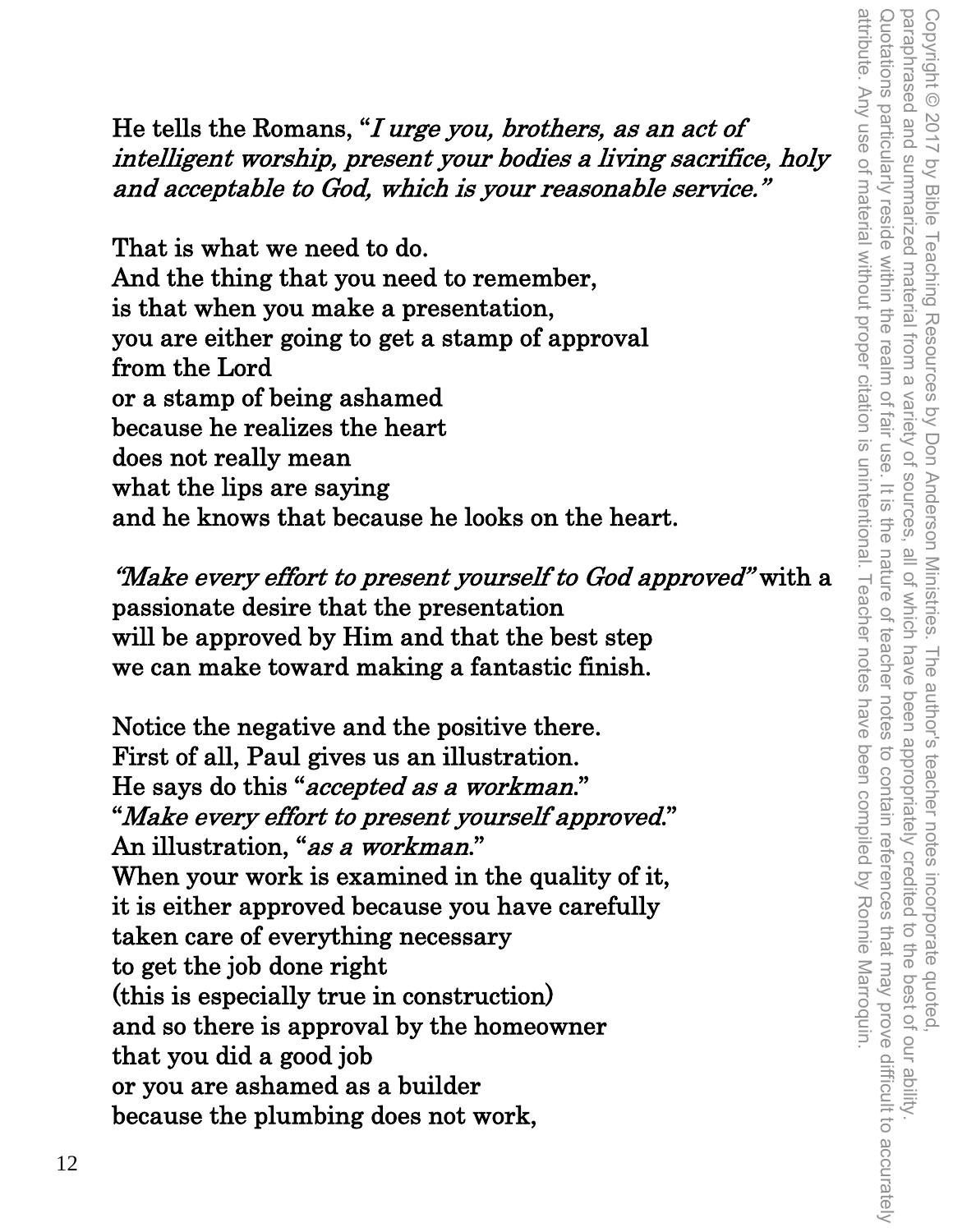He tells the Romans, "*I urge you, brothers, as an act of intelligent worship, present your bodies a living sacrifice, holy and acceptable to God, which is your reasonable service.*"

That is what we need to do.
And the thing that you need to remember,
is that when you make a presentation,
you are either going to get a stamp of approval
from the Lord
or a stamp of being ashamed
because he realizes the heart
does not really mean
what the lips are saying
and he knows that because he looks on the heart.

*"Make every effort to present yourself to God approved"* with a passionate desire that the presentation
will be approved by Him and that the best step
we can make toward making a fantastic finish.

Notice the negative and the positive there.
First of all, Paul gives us an illustration.
He says do this "*accepted as a workman*."
"*Make every effort to present yourself approved*."
An illustration, "*as a workman*."
When your work is examined in the quality of it,
it is either approved because you have carefully
taken care of everything necessary
to get the job done right
(this is especially true in construction)
and so there is approval by the homeowner
that you did a good job
or you are ashamed as a builder
because the plumbing does not work,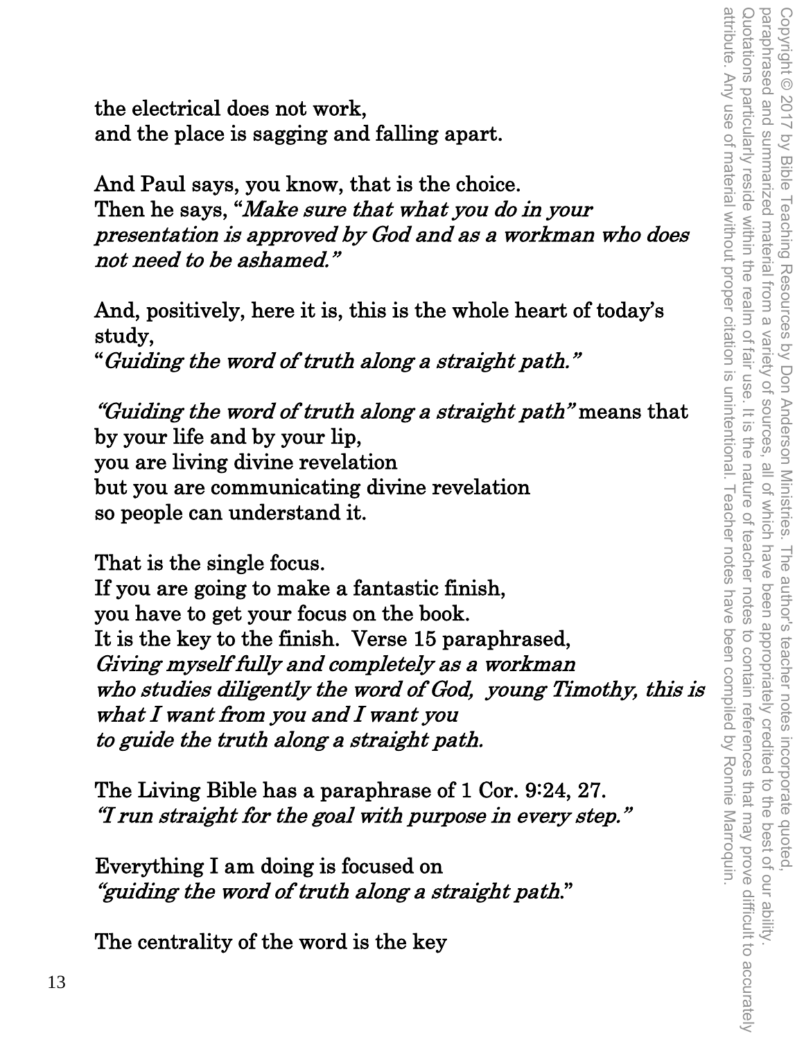the electrical does not work,
and the place is sagging and falling apart.

And Paul says, you know, that is the choice.
Then he says, "*Make sure that what you do in your presentation is approved by God and as a workman who does not need to be ashamed.*"

And, positively, here it is, this is the whole heart of today's study,
"*Guiding the word of truth along a straight path.*"

*"Guiding the word of truth along a straight path"* means that
by your life and by your lip,
you are living divine revelation
but you are communicating divine revelation
so people can understand it.

That is the single focus.
If you are going to make a fantastic finish,
you have to get your focus on the book.
It is the key to the finish. Verse 15 paraphrased,
*Giving myself fully and completely as a workman*
*who studies diligently the word of God, young Timothy, this is what I want from you and I want you*
*to guide the truth along a straight path.*

The Living Bible has a paraphrase of 1 Cor. 9:24, 27.
*"I run straight for the goal with purpose in every step."*

Everything I am doing is focused on
*"guiding the word of truth along a straight path."*

The centrality of the word is the key

Copyright © 2017 by Bible Teaching Resources by Don Anderson Ministries. The author's teacher notes incorporate quoted, paraphrased and summarized material from a variety of sources, all of which have been appropriately credited to the best of our ability. Quotations particularly reside within the realm of fair use. It is the nature of teacher notes to contain references that may prove difficult to accurately attribute. Any use of material without proper citation is unintentional. Teacher notes have been compiled by Ronnie Marroquin.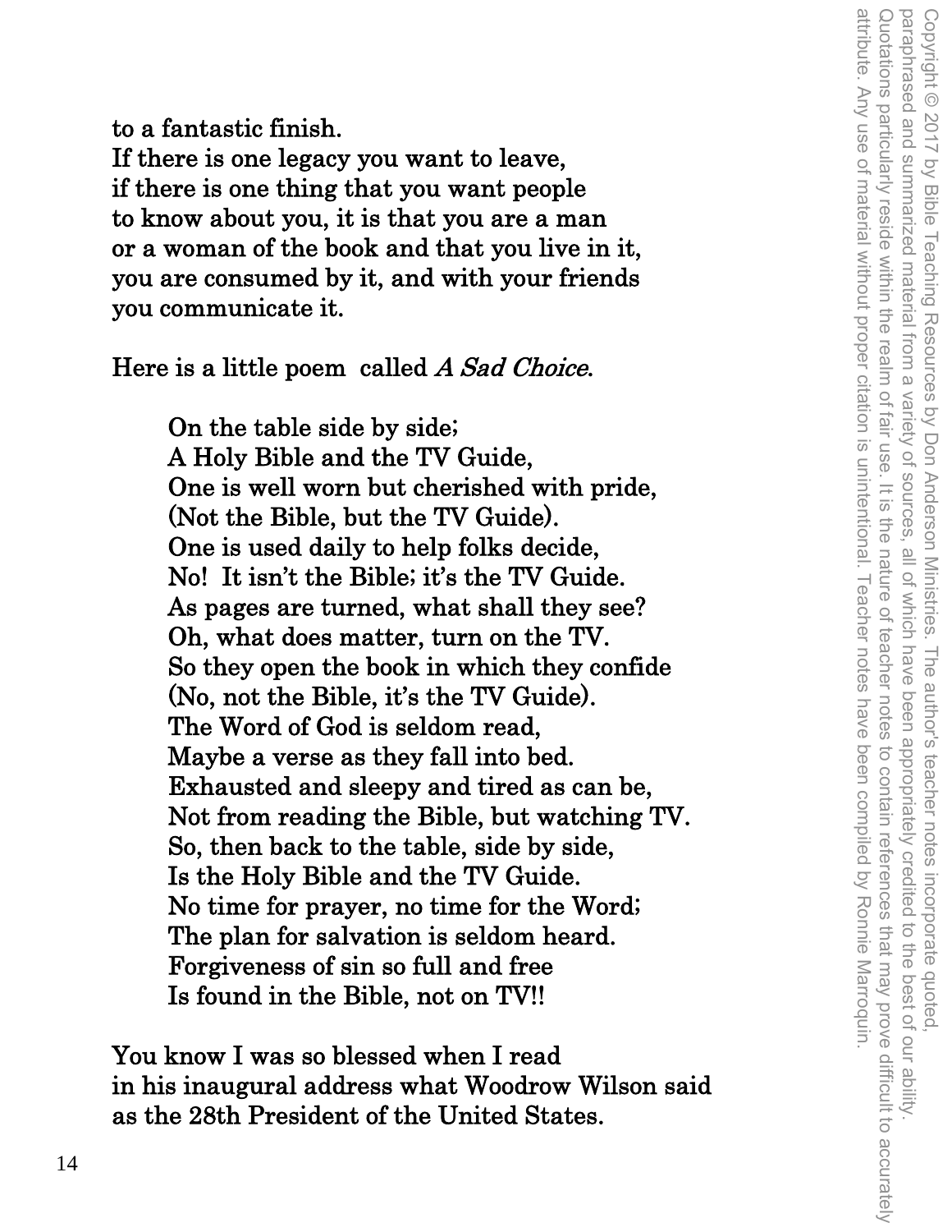to a fantastic finish.
If there is one legacy you want to leave,
if there is one thing that you want people
to know about you, it is that you are a man
or a woman of the book and that you live in it,
you are consumed by it, and with your friends
you communicate it.

Here is a little poem called *A Sad Choice*.

> On the table side by side;
> A Holy Bible and the TV Guide,
> One is well worn but cherished with pride,
> (Not the Bible, but the TV Guide).
> One is used daily to help folks decide,
> No! It isn't the Bible; it's the TV Guide.
> As pages are turned, what shall they see?
> Oh, what does matter, turn on the TV.
> So they open the book in which they confide
> (No, not the Bible, it's the TV Guide).
> The Word of God is seldom read,
> Maybe a verse as they fall into bed.
> Exhausted and sleepy and tired as can be,
> Not from reading the Bible, but watching TV.
> So, then back to the table, side by side,
> Is the Holy Bible and the TV Guide.
> No time for prayer, no time for the Word;
> The plan for salvation is seldom heard.
> Forgiveness of sin so full and free
> Is found in the Bible, not on TV!!

You know I was so blessed when I read
in his inaugural address what Woodrow Wilson said
as the 28th President of the United States.

Copyright © 2017 by Bible Teaching Resources by Don Anderson Ministries. The author's teacher notes incorporate quoted, paraphrased and summarized material from a variety of sources, all of which have been appropriately credited to the best of our ability. Quotations particularly reside within the realm of fair use. It is the nature of teacher notes to contain references that may prove difficult to accurately attribute. Any use of material without proper citation is unintentional. Teacher notes have been compiled by Ronnie Marroquin.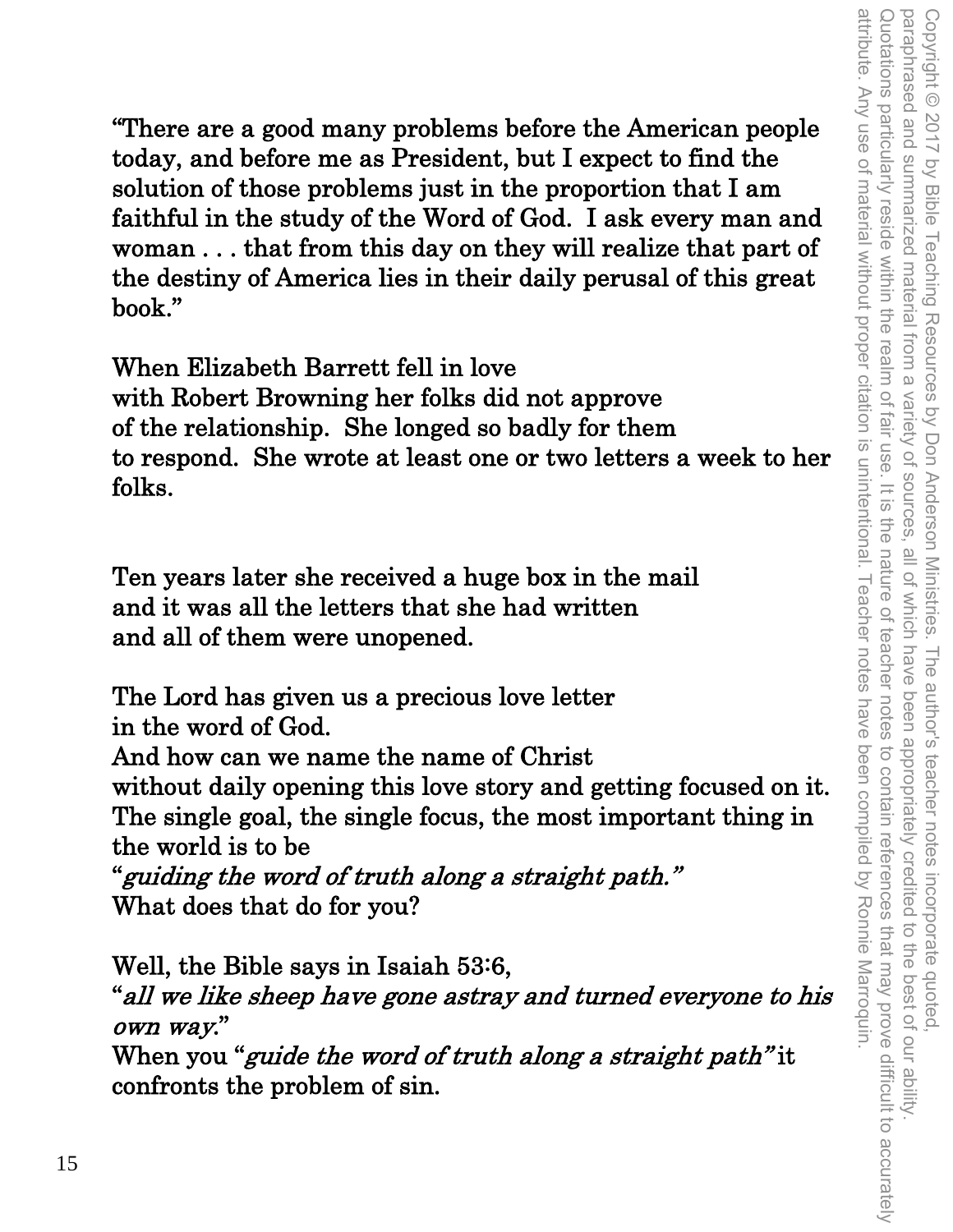"There are a good many problems before the American people today, and before me as President, but I expect to find the solution of those problems just in the proportion that I am faithful in the study of the Word of God. I ask every man and woman . . . that from this day on they will realize that part of the destiny of America lies in their daily perusal of this great book."

When Elizabeth Barrett fell in love
with Robert Browning her folks did not approve
of the relationship. She longed so badly for them
to respond. She wrote at least one or two letters a week to her folks.

Ten years later she received a huge box in the mail
and it was all the letters that she had written
and all of them were unopened.

The Lord has given us a precious love letter
in the word of God.
And how can we name the name of Christ
without daily opening this love story and getting focused on it.
The single goal, the single focus, the most important thing in the world is to be
"*guiding the word of truth along a straight path."*
What does that do for you?

Well, the Bible says in Isaiah 53:6,
"*all we like sheep have gone astray and turned everyone to his own way*."
When you "*guide the word of truth along a straight path"* it confronts the problem of sin.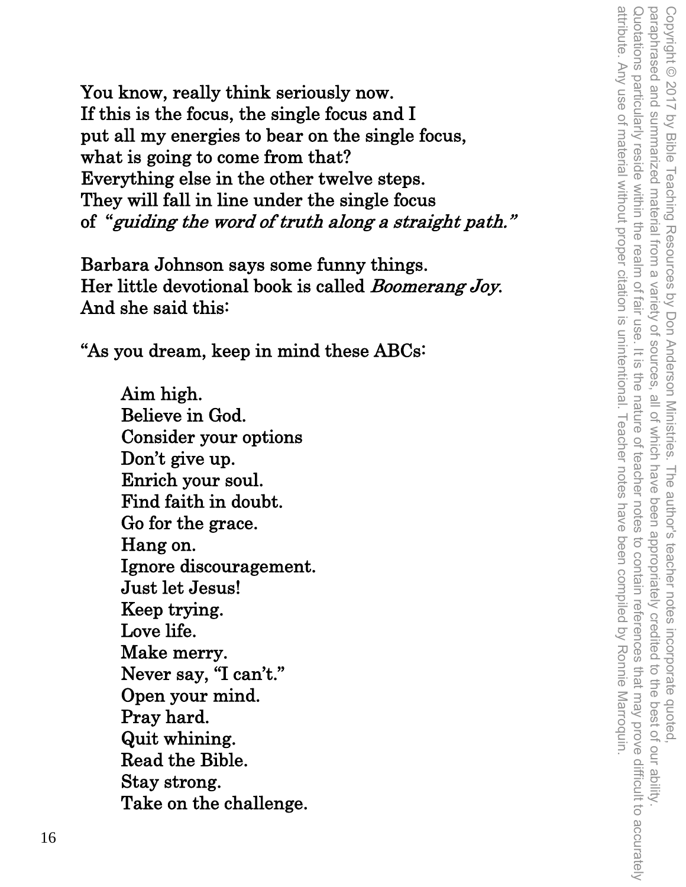You know, really think seriously now.
If this is the focus, the single focus and I
put all my energies to bear on the single focus,
what is going to come from that?
Everything else in the other twelve steps.
They will fall in line under the single focus
of "*guiding the word of truth along a straight path.*"

Barbara Johnson says some funny things.
Her little devotional book is called *Boomerang Joy*.
And she said this:

"As you dream, keep in mind these ABCs:

> Aim high.
> Believe in God.
> Consider your options
> Don't give up.
> Enrich your soul.
> Find faith in doubt.
> Go for the grace.
> Hang on.
> Ignore discouragement.
> Just let Jesus!
> Keep trying.
> Love life.
> Make merry.
> Never say, "I can't."
> Open your mind.
> Pray hard.
> Quit whining.
> Read the Bible.
> Stay strong.
> Take on the challenge.

Copyright © 2017 by Bible Teaching Resources by Don Anderson Ministries. The author's teacher notes incorporate quoted, paraphrased and summarized material from a variety of sources, all of which have been appropriately credited to the best of our ability. Quotations particularly reside within the realm of fair use. It is the nature of teacher notes to contain references that may prove difficult to accurately attribute. Any use of material without proper citation is unintentional. Teacher notes have been compiled by Ronnie Marroquin.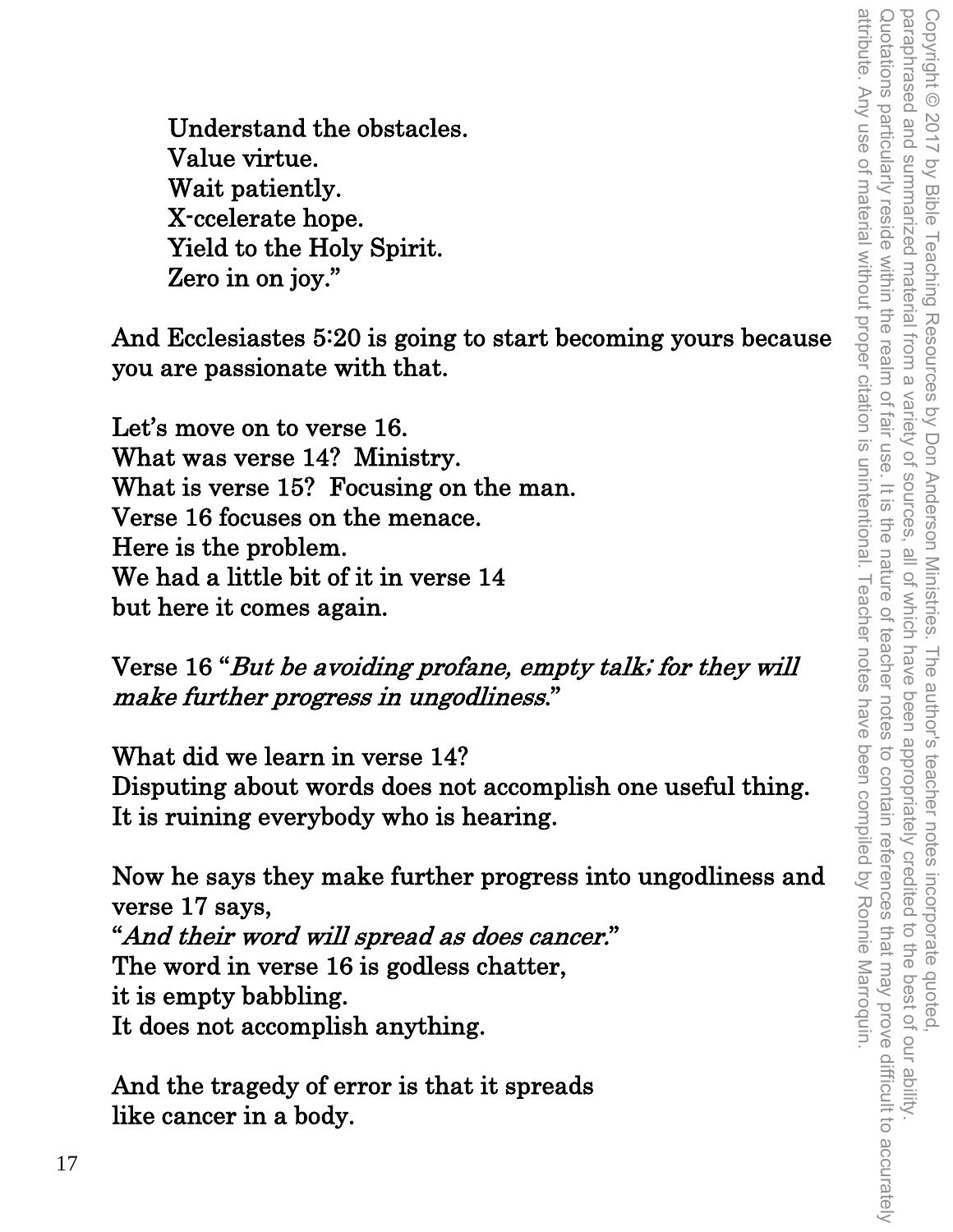Understand the obstacles.
Value virtue.
Wait patiently.
X-ccelerate hope.
Yield to the Holy Spirit.
Zero in on joy."

And Ecclesiastes 5:20 is going to start becoming yours because you are passionate with that.

Let's move on to verse 16.
What was verse 14? Ministry.
What is verse 15? Focusing on the man.
Verse 16 focuses on the menace.
Here is the problem.
We had a little bit of it in verse 14
but here it comes again.

Verse 16 "*But be avoiding profane, empty talk; for they will make further progress in ungodliness.*"

What did we learn in verse 14?
Disputing about words does not accomplish one useful thing.
It is ruining everybody who is hearing.

Now he says they make further progress into ungodliness and verse 17 says,
"*And their word will spread as does cancer.*"
The word in verse 16 is godless chatter,
it is empty babbling.
It does not accomplish anything.

And the tragedy of error is that it spreads
like cancer in a body.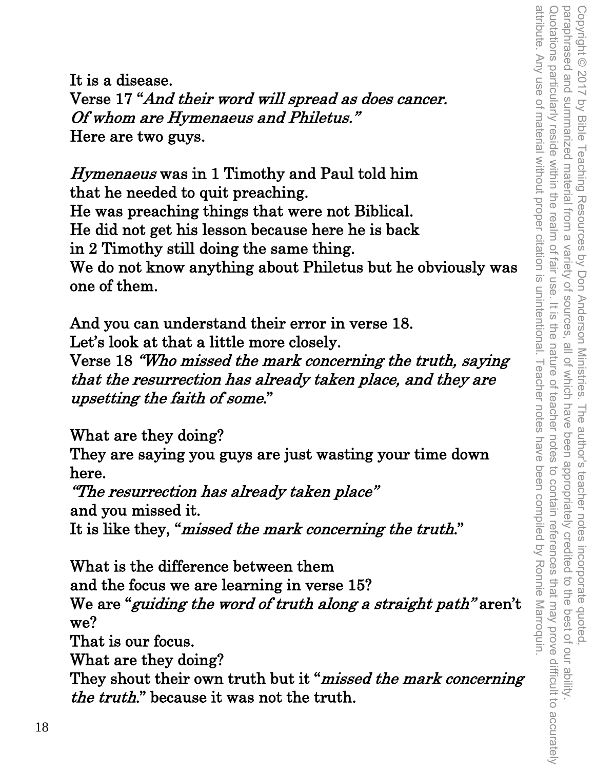It is a disease.
Verse 17 "*And their word will spread as does cancer. Of whom are Hymenaeus and Philetus.*"
Here are two guys.

*Hymenaeus* was in 1 Timothy and Paul told him
that he needed to quit preaching.
He was preaching things that were not Biblical.
He did not get his lesson because here he is back
in 2 Timothy still doing the same thing.
We do not know anything about Philetus but he obviously was one of them.

And you can understand their error in verse 18.
Let's look at that a little more closely.
Verse 18 *"Who missed the mark concerning the truth, saying that the resurrection has already taken place, and they are upsetting the faith of some.*"

What are they doing?
They are saying you guys are just wasting your time down here.
*"The resurrection has already taken place"*
and you missed it.
It is like they, "*missed the mark concerning the truth.*"

What is the difference between them
and the focus we are learning in verse 15?
We are "*guiding the word of truth along a straight path"* aren't we?
That is our focus.
What are they doing?
They shout their own truth but it "*missed the mark concerning the truth.*" because it was not the truth.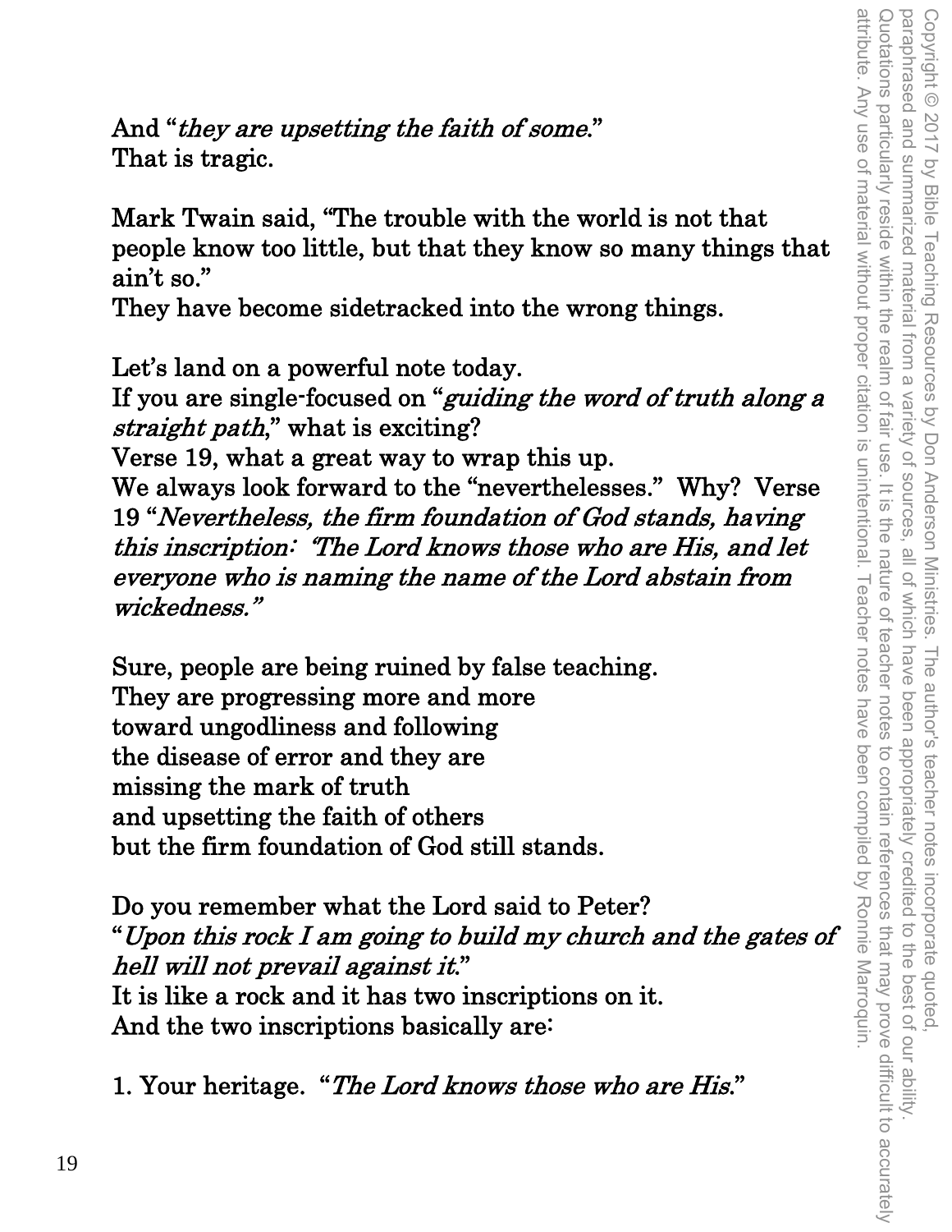And "*they are upsetting the faith of some.*"
That is tragic.

Mark Twain said, "The trouble with the world is not that people know too little, but that they know so many things that ain't so."
They have become sidetracked into the wrong things.

Let's land on a powerful note today.
If you are single-focused on "*guiding the word of truth along a straight path,*" what is exciting?
Verse 19, what a great way to wrap this up.
We always look forward to the "neverthelesses." Why? Verse 19 "*Nevertheless, the firm foundation of God stands, having this inscription: 'The Lord knows those who are His, and let everyone who is naming the name of the Lord abstain from wickedness.'*"

Sure, people are being ruined by false teaching.
They are progressing more and more
toward ungodliness and following
the disease of error and they are
missing the mark of truth
and upsetting the faith of others
but the firm foundation of God still stands.

Do you remember what the Lord said to Peter?
"*Upon this rock I am going to build my church and the gates of hell will not prevail against it.*"
It is like a rock and it has two inscriptions on it.
And the two inscriptions basically are:

1. Your heritage. "*The Lord knows those who are His.*"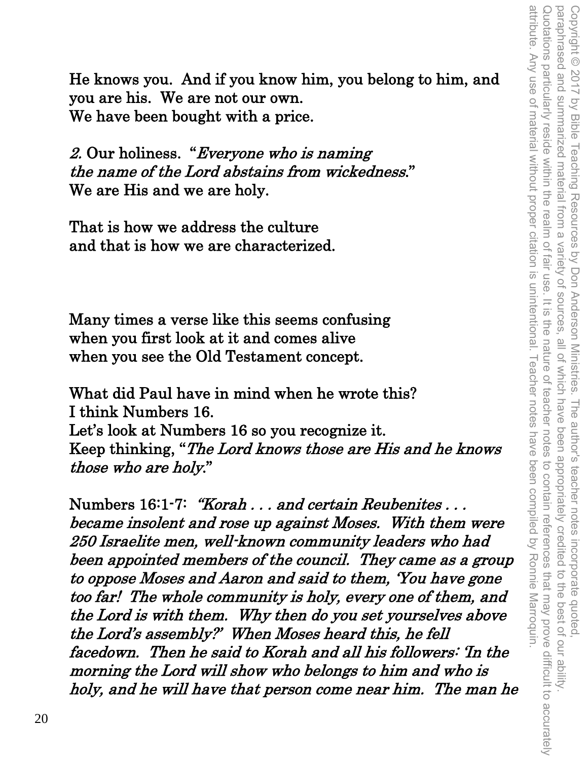He knows you. And if you know him, you belong to him, and you are his. We are not our own.
We have been bought with a price.

*2.* Our holiness. "*Everyone who is naming the name of the Lord abstains from wickedness*."
We are His and we are holy.

That is how we address the culture
and that is how we are characterized.

Many times a verse like this seems confusing
when you first look at it and comes alive
when you see the Old Testament concept.

What did Paul have in mind when he wrote this?
I think Numbers 16.
Let's look at Numbers 16 so you recognize it.
Keep thinking, "*The Lord knows those are His and he knows those who are holy*."

Numbers 16:1-7: *"Korah . . . and certain Reubenites . . . became insolent and rose up against Moses. With them were 250 Israelite men, well-known community leaders who had been appointed members of the council. They came as a group to oppose Moses and Aaron and said to them, 'You have gone too far! The whole community is holy, every one of them, and the Lord is with them. Why then do you set yourselves above the Lord's assembly?' When Moses heard this, he fell facedown. Then he said to Korah and all his followers: 'In the morning the Lord will show who belongs to him and who is holy, and he will have that person come near him. The man he*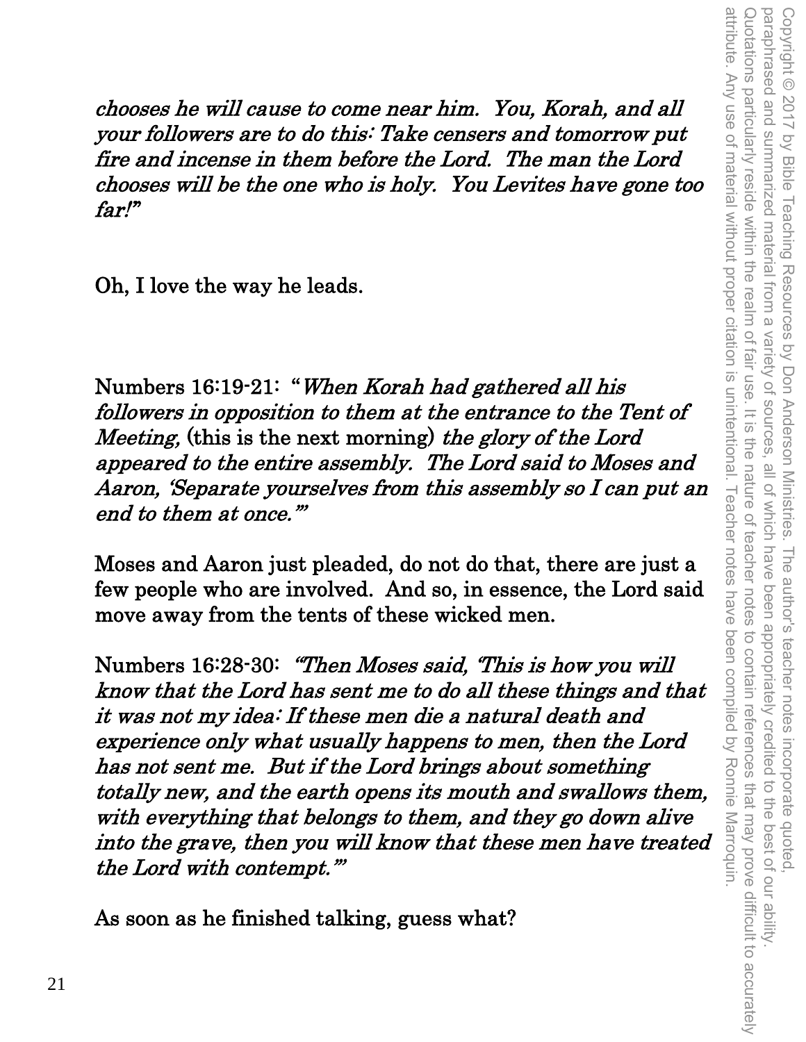*chooses he will cause to come near him. You, Korah, and all your followers are to do this: Take censers and tomorrow put fire and incense in them before the Lord. The man the Lord chooses will be the one who is holy. You Levites have gone too far!"*

Oh, I love the way he leads.

Numbers 16:19-21: "*When Korah had gathered all his followers in opposition to them at the entrance to the Tent of Meeting,* (this is the next morning) *the glory of the Lord appeared to the entire assembly. The Lord said to Moses and Aaron, 'Separate yourselves from this assembly so I can put an end to them at once.'"*

Moses and Aaron just pleaded, do not do that, there are just a few people who are involved. And so, in essence, the Lord said move away from the tents of these wicked men.

Numbers 16:28-30: *"Then Moses said, 'This is how you will know that the Lord has sent me to do all these things and that it was not my idea: If these men die a natural death and experience only what usually happens to men, then the Lord has not sent me. But if the Lord brings about something totally new, and the earth opens its mouth and swallows them, with everything that belongs to them, and they go down alive into the grave, then you will know that these men have treated the Lord with contempt.'"*

As soon as he finished talking, guess what?

Copyright © 2017 by Bible Teaching Resources by Don Anderson Ministries. The author's teacher notes incorporate quoted, paraphrased and summarized material from a variety of sources, all of which have been appropriately credited to the best of our ability. Quotations particularly reside within the realm of fair use. It is the nature of teacher notes to contain references that may prove difficult to accurately attribute. Any use of material without proper citation is unintentional. Teacher notes have been compiled by Ronnie Marroquin.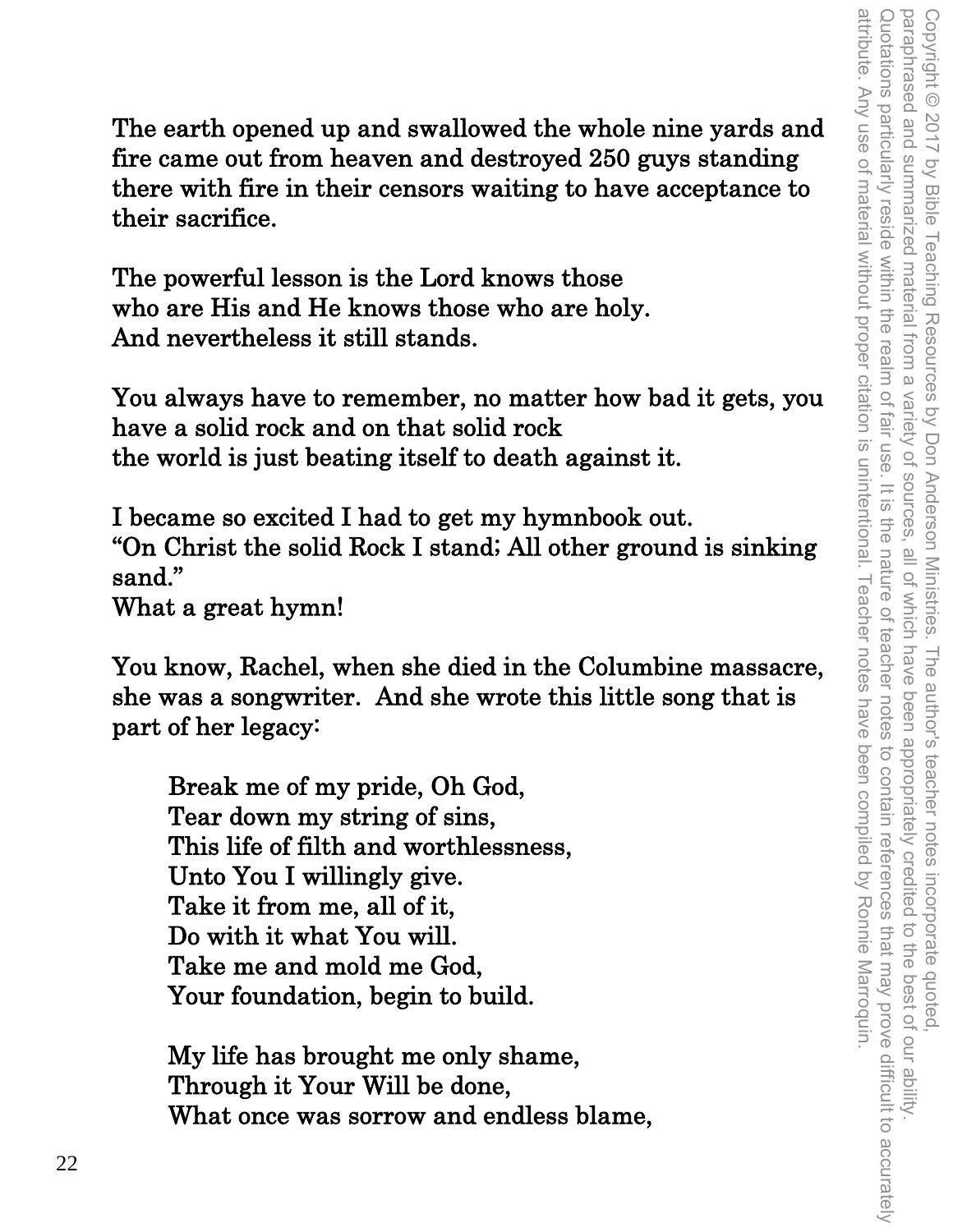The earth opened up and swallowed the whole nine yards and fire came out from heaven and destroyed 250 guys standing there with fire in their censors waiting to have acceptance to their sacrifice.

The powerful lesson is the Lord knows those
who are His and He knows those who are holy.
And nevertheless it still stands.

You always have to remember, no matter how bad it gets, you have a solid rock and on that solid rock
the world is just beating itself to death against it.

I became so excited I had to get my hymnbook out.
"On Christ the solid Rock I stand; All other ground is sinking sand."
What a great hymn!

You know, Rachel, when she died in the Columbine massacre, she was a songwriter. And she wrote this little song that is part of her legacy:

> Break me of my pride, Oh God,
> Tear down my string of sins,
> This life of filth and worthlessness,
> Unto You I willingly give.
> Take it from me, all of it,
> Do with it what You will.
> Take me and mold me God,
> Your foundation, begin to build.
>
> My life has brought me only shame,
> Through it Your Will be done,
> What once was sorrow and endless blame,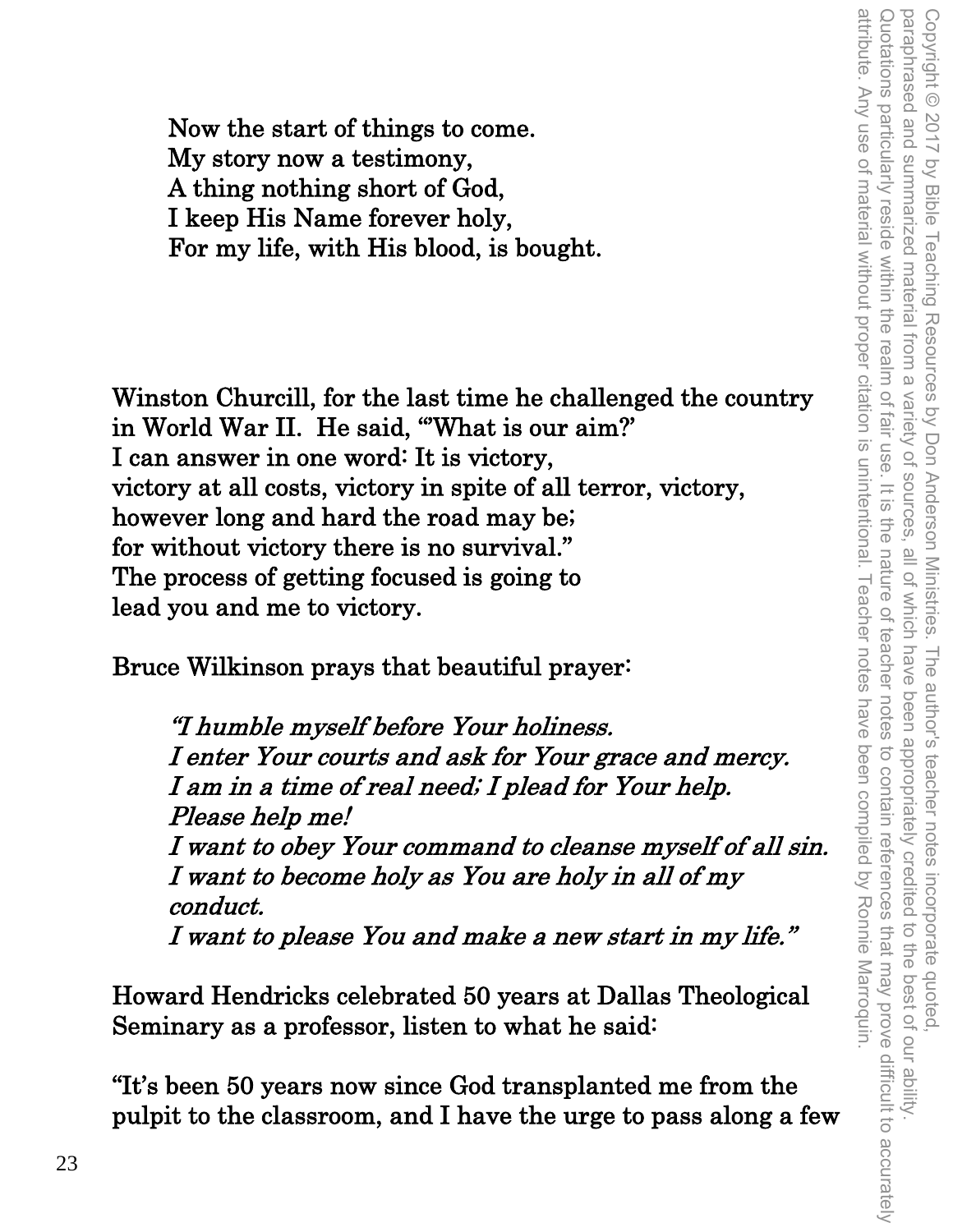Now the start of things to come.
My story now a testimony,
A thing nothing short of God,
I keep His Name forever holy,
For my life, with His blood, is bought.

Winston Churcill, for the last time he challenged the country in World War II. He said, "'What is our aim?'
I can answer in one word: It is victory,
victory at all costs, victory in spite of all terror, victory,
however long and hard the road may be;
for without victory there is no survival."
The process of getting focused is going to
lead you and me to victory.

Bruce Wilkinson prays that beautiful prayer:

> *"I humble myself before Your holiness.*
> *I enter Your courts and ask for Your grace and mercy.*
> *I am in a time of real need; I plead for Your help.*
> *Please help me!*
> *I want to obey Your command to cleanse myself of all sin.*
> *I want to become holy as You are holy in all of my conduct.*
> *I want to please You and make a new start in my life."*

Howard Hendricks celebrated 50 years at Dallas Theological Seminary as a professor, listen to what he said:

"It's been 50 years now since God transplanted me from the pulpit to the classroom, and I have the urge to pass along a few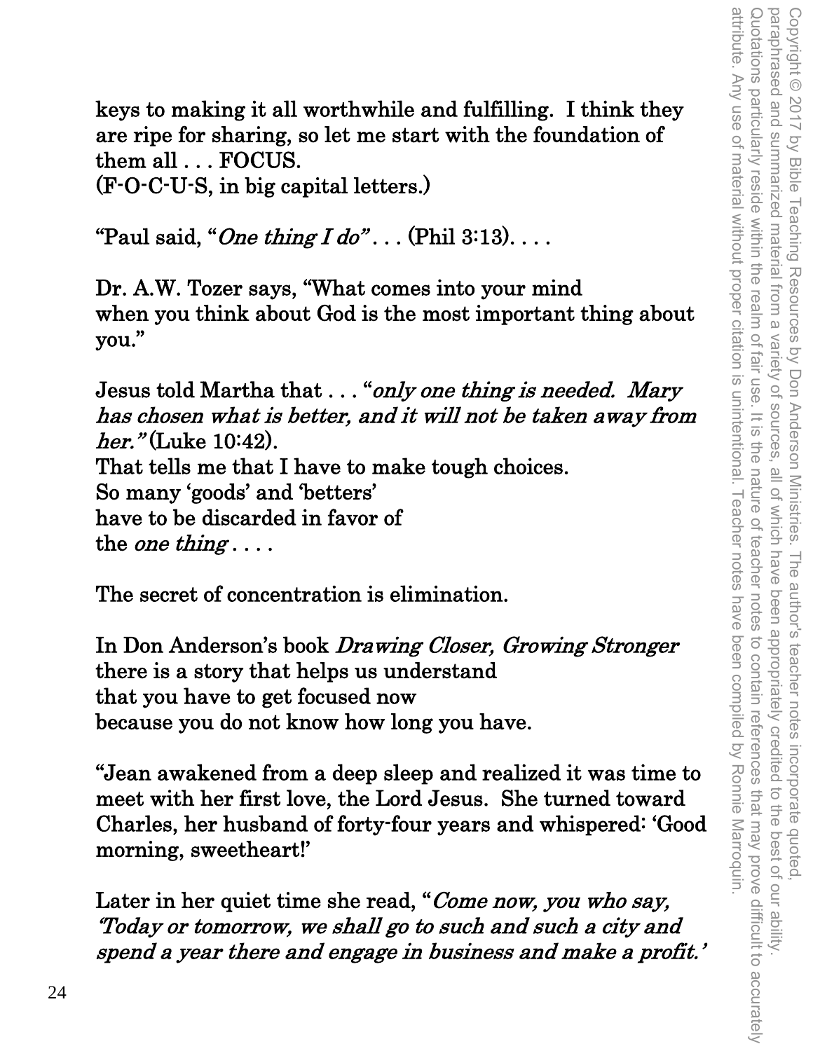keys to making it all worthwhile and fulfilling. I think they are ripe for sharing, so let me start with the foundation of them all . . . FOCUS.
(F-O-C-U-S, in big capital letters.)

"Paul said, "*One thing I do*" . . . (Phil 3:13). . . .

Dr. A.W. Tozer says, "What comes into your mind when you think about God is the most important thing about you."

Jesus told Martha that . . . "*only one thing is needed. Mary has chosen what is better, and it will not be taken away from her.*" (Luke 10:42).
That tells me that I have to make tough choices.
So many 'goods' and 'betters'
have to be discarded in favor of
the *one thing* . . . .

The secret of concentration is elimination.

In Don Anderson's book *Drawing Closer, Growing Stronger*
there is a story that helps us understand
that you have to get focused now
because you do not know how long you have.

"Jean awakened from a deep sleep and realized it was time to meet with her first love, the Lord Jesus. She turned toward Charles, her husband of forty-four years and whispered: 'Good morning, sweetheart!'

Later in her quiet time she read, "*Come now, you who say, 'Today or tomorrow, we shall go to such and such a city and spend a year there and engage in business and make a profit.'*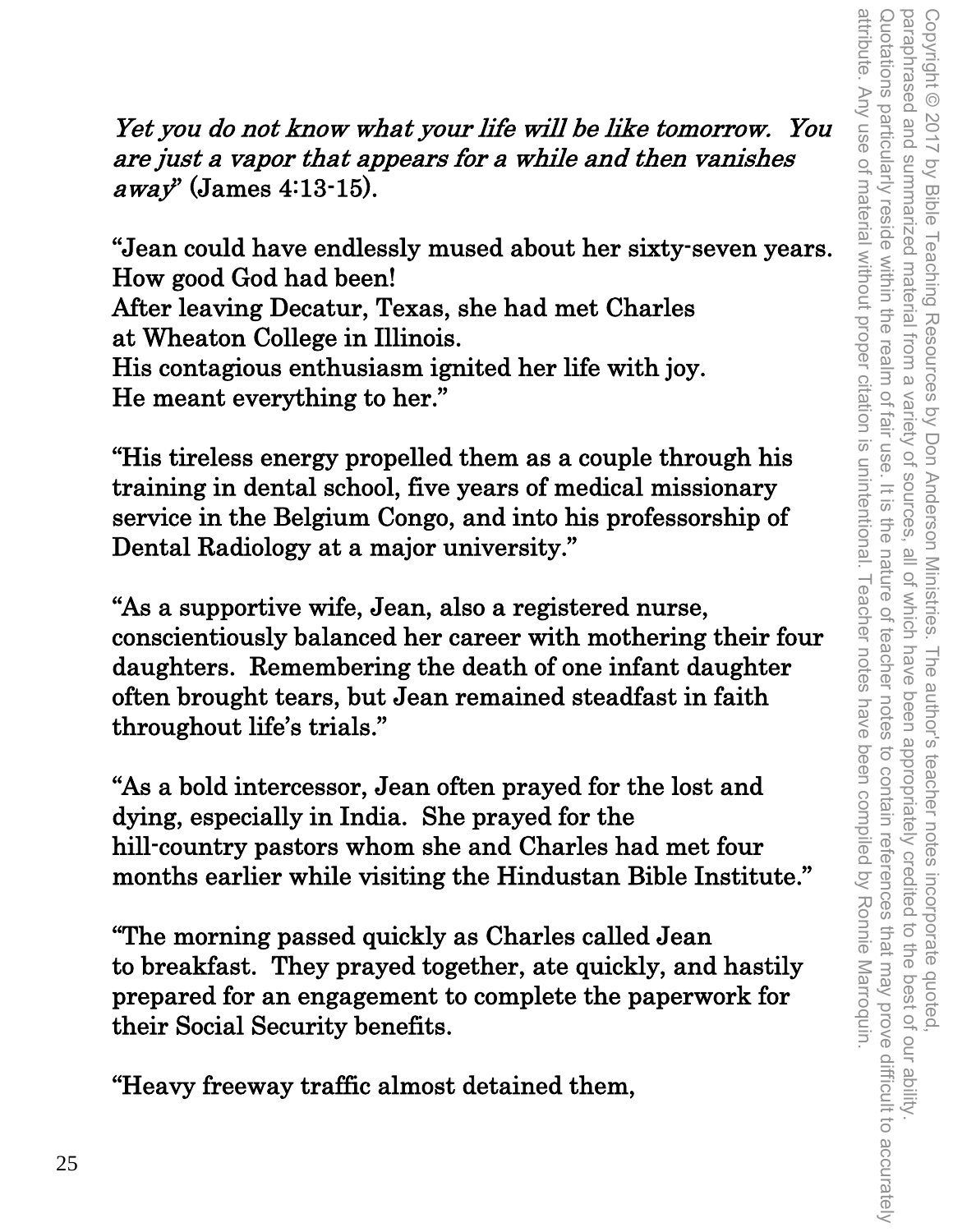*Yet you do not know what your life will be like tomorrow. You are just a vapor that appears for a while and then vanishes away*" (James 4:13-15).

"Jean could have endlessly mused about her sixty-seven years.
How good God had been!
After leaving Decatur, Texas, she had met Charles
at Wheaton College in Illinois.
His contagious enthusiasm ignited her life with joy.
He meant everything to her."

"His tireless energy propelled them as a couple through his training in dental school, five years of medical missionary service in the Belgium Congo, and into his professorship of Dental Radiology at a major university."

"As a supportive wife, Jean, also a registered nurse, conscientiously balanced her career with mothering their four daughters. Remembering the death of one infant daughter often brought tears, but Jean remained steadfast in faith throughout life's trials."

"As a bold intercessor, Jean often prayed for the lost and dying, especially in India. She prayed for the hill-country pastors whom she and Charles had met four months earlier while visiting the Hindustan Bible Institute."

"The morning passed quickly as Charles called Jean to breakfast. They prayed together, ate quickly, and hastily prepared for an engagement to complete the paperwork for their Social Security benefits.

"Heavy freeway traffic almost detained them,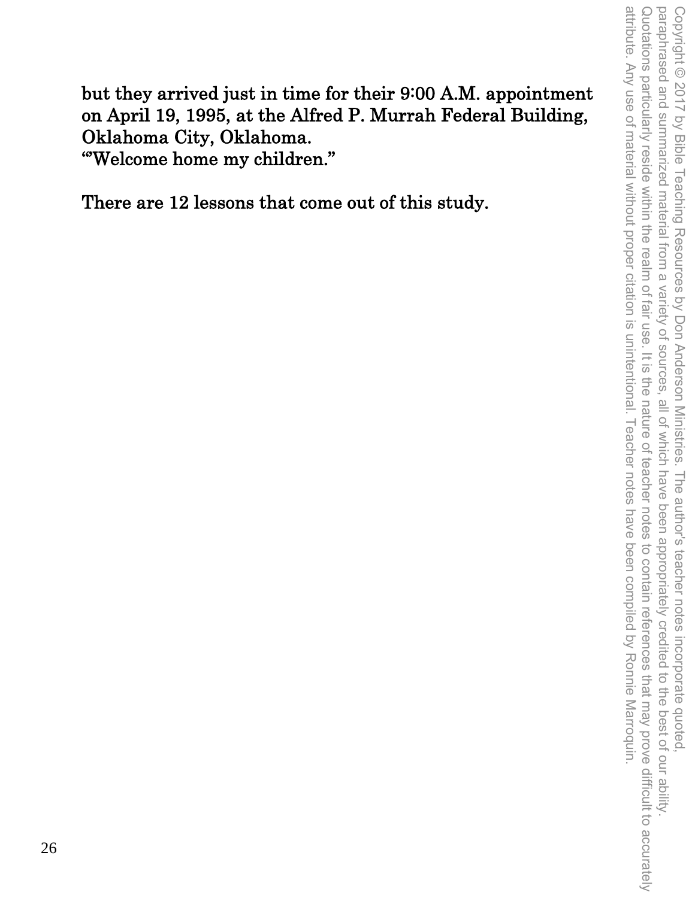but they arrived just in time for their 9:00 A.M. appointment on April 19, 1995, at the Alfred P. Murrah Federal Building, Oklahoma City, Oklahoma.
“'Welcome home my children.”

There are 12 lessons that come out of this study.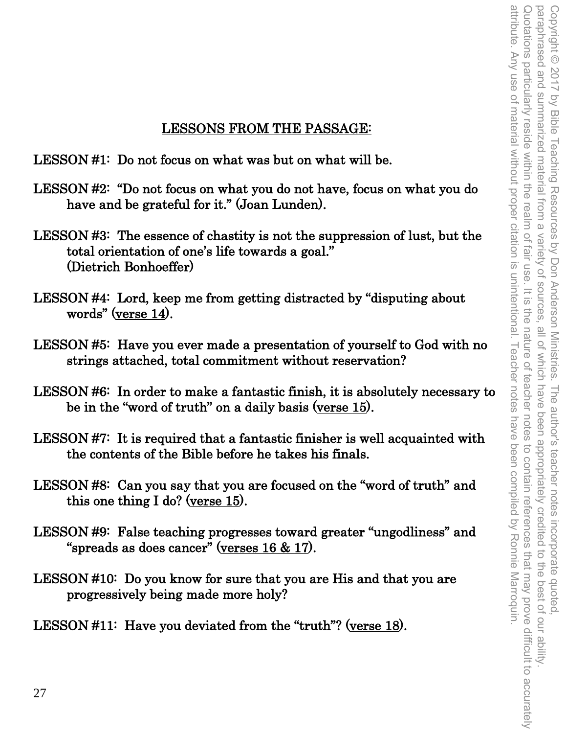## LESSONS FROM THE PASSAGE:

LESSON #1: Do not focus on what was but on what will be.

LESSON #2: "Do not focus on what you do not have, focus on what you do have and be grateful for it." (Joan Lunden).

LESSON #3: The essence of chastity is not the suppression of lust, but the total orientation of one's life towards a goal." (Dietrich Bonhoeffer)

LESSON #4: Lord, keep me from getting distracted by "disputing about words" (verse 14).

LESSON #5: Have you ever made a presentation of yourself to God with no strings attached, total commitment without reservation?

LESSON #6: In order to make a fantastic finish, it is absolutely necessary to be in the "word of truth" on a daily basis (verse 15).

LESSON #7: It is required that a fantastic finisher is well acquainted with the contents of the Bible before he takes his finals.

LESSON #8: Can you say that you are focused on the "word of truth" and this one thing I do? (verse 15).

LESSON #9: False teaching progresses toward greater "ungodliness" and "spreads as does cancer" (verses 16 & 17).

LESSON #10: Do you know for sure that you are His and that you are progressively being made more holy?

LESSON #11: Have you deviated from the "truth"? (verse 18).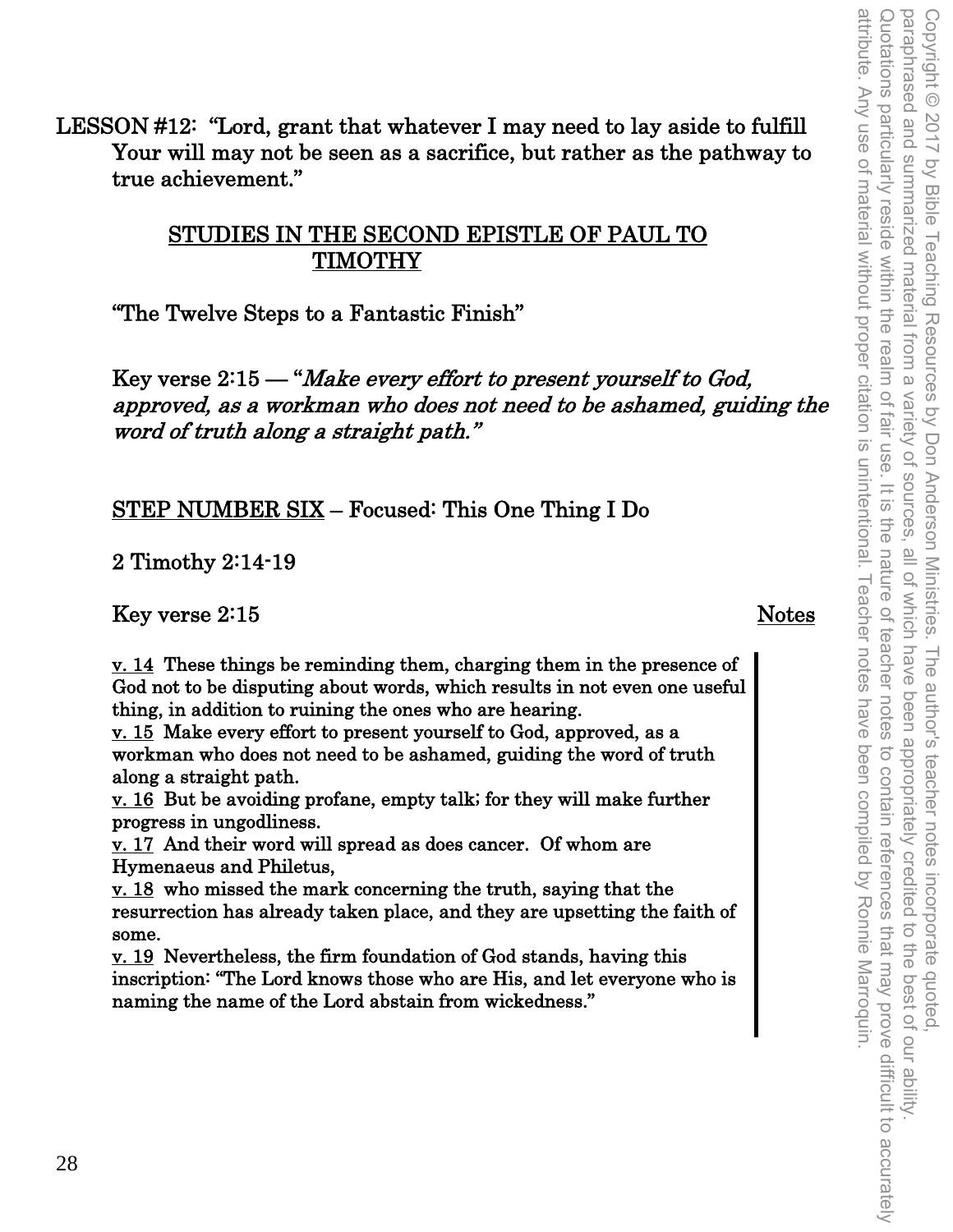LESSON #12: "Lord, grant that whatever I may need to lay aside to fulfill Your will may not be seen as a sacrifice, but rather as the pathway to true achievement."

## STUDIES IN THE SECOND EPISTLE OF PAUL TO TIMOTHY

"The Twelve Steps to a Fantastic Finish"

Key verse 2:15 — "*Make every effort to present yourself to God, approved, as a workman who does not need to be ashamed, guiding the word of truth along a straight path.*"

STEP NUMBER SIX – Focused: This One Thing I Do

2 Timothy 2:14-19

Key verse 2:15 Notes

v. 14 These things be reminding them, charging them in the presence of God not to be disputing about words, which results in not even one useful thing, in addition to ruining the ones who are hearing.
v. 15 Make every effort to present yourself to God, approved, as a workman who does not need to be ashamed, guiding the word of truth along a straight path.
v. 16 But be avoiding profane, empty talk; for they will make further progress in ungodliness.
v. 17 And their word will spread as does cancer. Of whom are Hymenaeus and Philetus,
v. 18 who missed the mark concerning the truth, saying that the resurrection has already taken place, and they are upsetting the faith of some.
v. 19 Nevertheless, the firm foundation of God stands, having this inscription: "The Lord knows those who are His, and let everyone who is naming the name of the Lord abstain from wickedness."

Copyright © 2017 by Bible Teaching Resources by Don Anderson Ministries. The author's teacher notes incorporate quoted, paraphrased and summarized material from a variety of sources, all of which have been appropriately credited to the best of our ability. Quotations particularly reside within the realm of fair use. It is the nature of teacher notes to contain references that may prove difficult to accurately attribute. Any use of material without proper citation is unintentional. Teacher notes have been compiled by Ronnie Marroquin.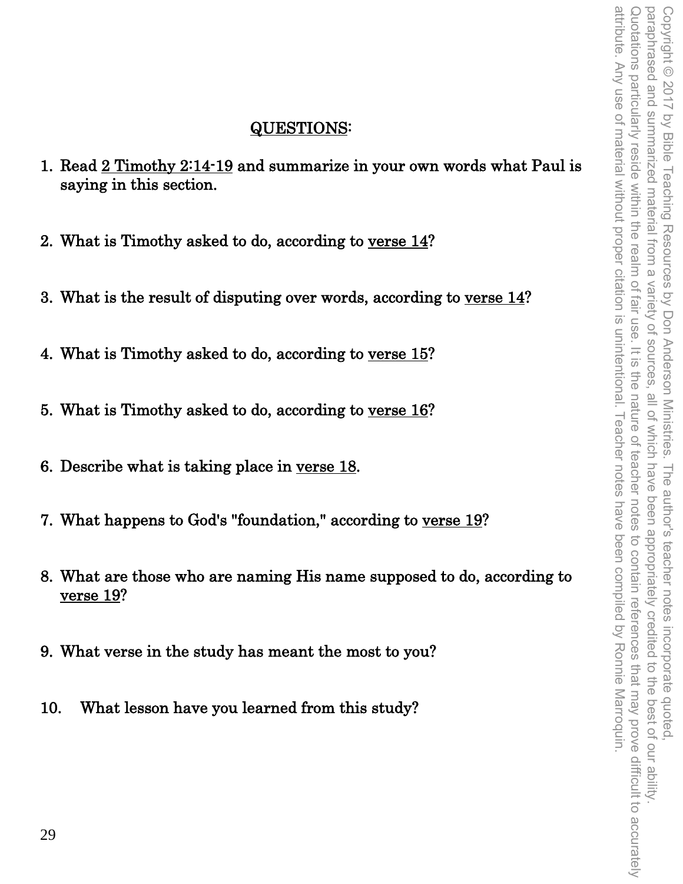## QUESTIONS:

1. Read 2 Timothy 2:14-19 and summarize in your own words what Paul is saying in this section.

2. What is Timothy asked to do, according to verse 14?

3. What is the result of disputing over words, according to verse 14?

4. What is Timothy asked to do, according to verse 15?

5. What is Timothy asked to do, according to verse 16?

6. Describe what is taking place in verse 18.

7. What happens to God's "foundation," according to verse 19?

8. What are those who are naming His name supposed to do, according to verse 19?

9. What verse in the study has meant the most to you?

10. What lesson have you learned from this study?